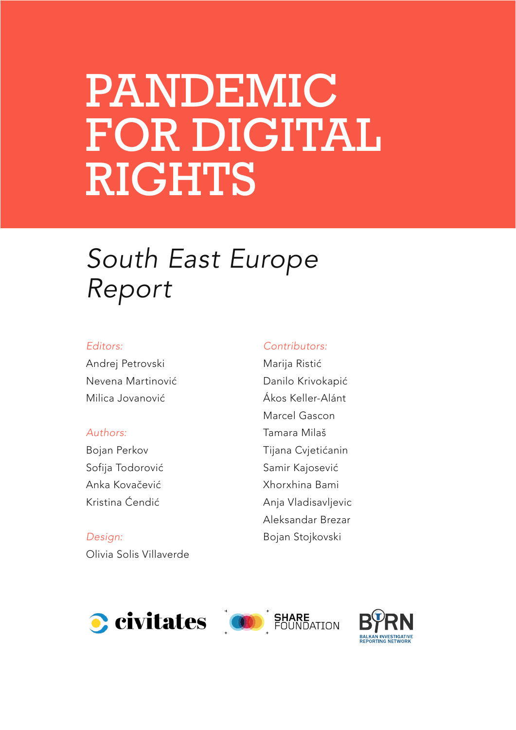# PANDEMIC FOR DIGITAL RIGHTS

## *South East Europe Report*

*Editors:*

Andrej Petrovski
Nevena Martinović
Milica Jovanović

*Authors:*

Bojan Perkov
Sofija Todorović
Anka Kovačević
Kristina Ćendić

*Design:*

Olivia Solis Villaverde

*Contributors:*

Marija Ristić
Danilo Krivokapić
Ákos Keller-Alánt
Marcel Gascon
Tamara Milaš
Tijana Cvjetićanin
Samir Kajosević
Xhorxhina Bami
Anja Vladisavljevic
Aleksandar Brezar
Bojan Stojkovski

civitates SHARE FOUNDATION BIRN BALKAN INVESTIGATIVE REPORTING NETWORK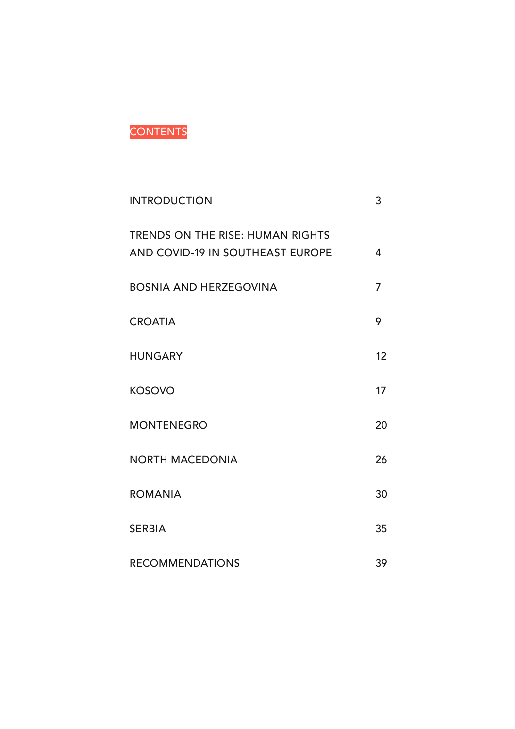# CONTENTS

| | |
|---|---|
| INTRODUCTION | 3 |
| TRENDS ON THE RISE: HUMAN RIGHTS AND COVID-19 IN SOUTHEAST EUROPE | 4 |
| BOSNIA AND HERZEGOVINA | 7 |
| CROATIA | 9 |
| HUNGARY | 12 |
| KOSOVO | 17 |
| MONTENEGRO | 20 |
| NORTH MACEDONIA | 26 |
| ROMANIA | 30 |
| SERBIA | 35 |
| RECOMMENDATIONS | 39 |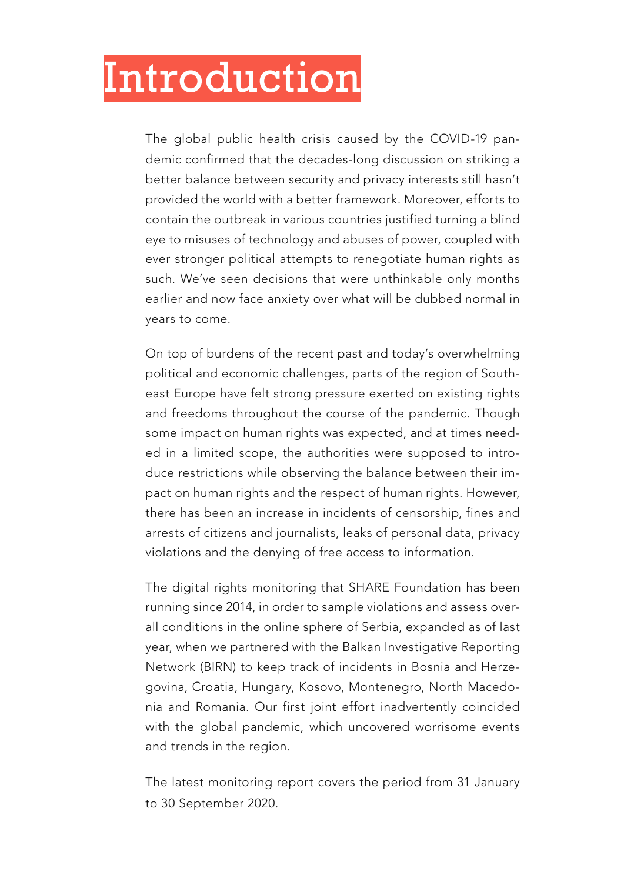# Introduction

The global public health crisis caused by the COVID-19 pandemic confirmed that the decades-long discussion on striking a better balance between security and privacy interests still hasn't provided the world with a better framework. Moreover, efforts to contain the outbreak in various countries justified turning a blind eye to misuses of technology and abuses of power, coupled with ever stronger political attempts to renegotiate human rights as such. We've seen decisions that were unthinkable only months earlier and now face anxiety over what will be dubbed normal in years to come.

On top of burdens of the recent past and today's overwhelming political and economic challenges, parts of the region of Southeast Europe have felt strong pressure exerted on existing rights and freedoms throughout the course of the pandemic. Though some impact on human rights was expected, and at times needed in a limited scope, the authorities were supposed to introduce restrictions while observing the balance between their impact on human rights and the respect of human rights. However, there has been an increase in incidents of censorship, fines and arrests of citizens and journalists, leaks of personal data, privacy violations and the denying of free access to information.

The digital rights monitoring that SHARE Foundation has been running since 2014, in order to sample violations and assess overall conditions in the online sphere of Serbia, expanded as of last year, when we partnered with the Balkan Investigative Reporting Network (BIRN) to keep track of incidents in Bosnia and Herzegovina, Croatia, Hungary, Kosovo, Montenegro, North Macedonia and Romania. Our first joint effort inadvertently coincided with the global pandemic, which uncovered worrisome events and trends in the region.

The latest monitoring report covers the period from 31 January to 30 September 2020.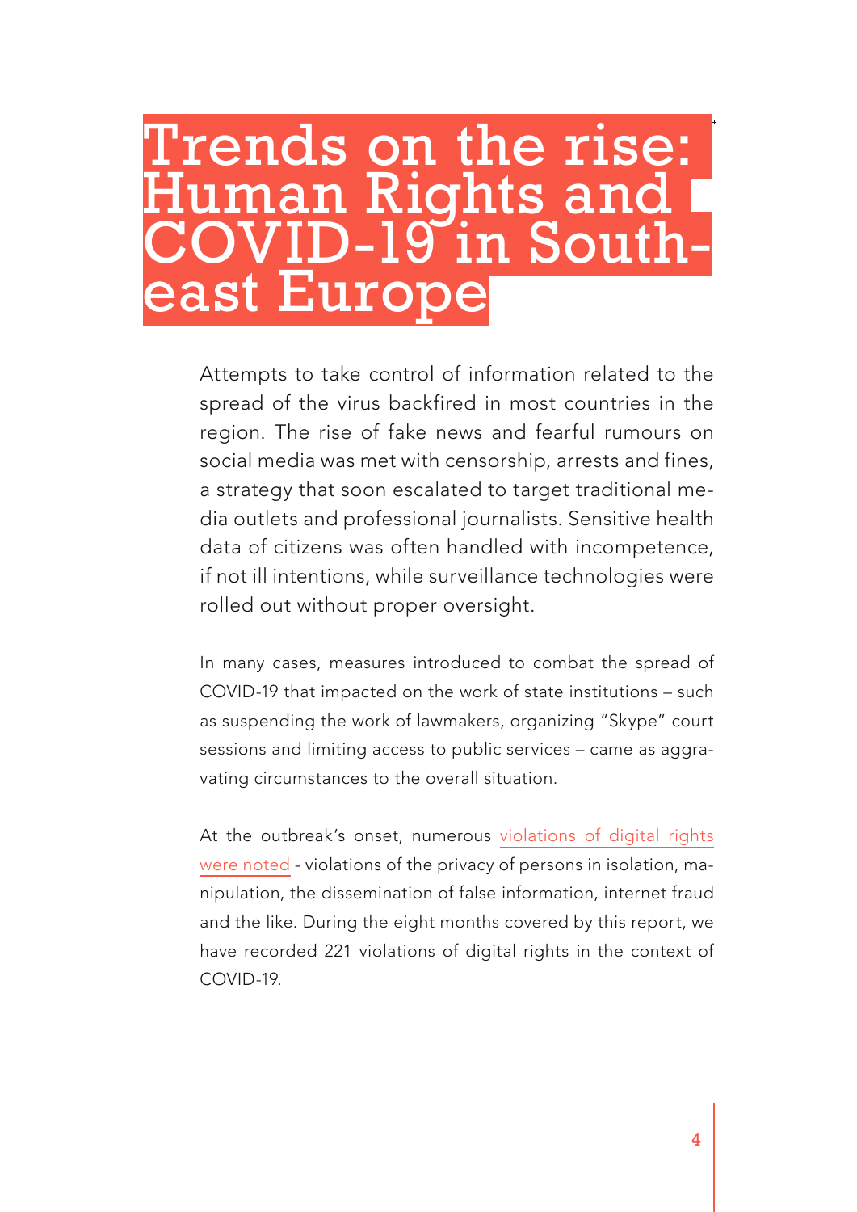# Trends on the rise: Human Rights and COVID-19 in South-east Europe

Attempts to take control of information related to the spread of the virus backfired in most countries in the region. The rise of fake news and fearful rumours on social media was met with censorship, arrests and fines, a strategy that soon escalated to target traditional media outlets and professional journalists. Sensitive health data of citizens was often handled with incompetence, if not ill intentions, while surveillance technologies were rolled out without proper oversight.

In many cases, measures introduced to combat the spread of COVID-19 that impacted on the work of state institutions – such as suspending the work of lawmakers, organizing "Skype" court sessions and limiting access to public services – came as aggravating circumstances to the overall situation.

At the outbreak's onset, numerous violations of digital rights were noted - violations of the privacy of persons in isolation, manipulation, the dissemination of false information, internet fraud and the like. During the eight months covered by this report, we have recorded 221 violations of digital rights in the context of COVID-19.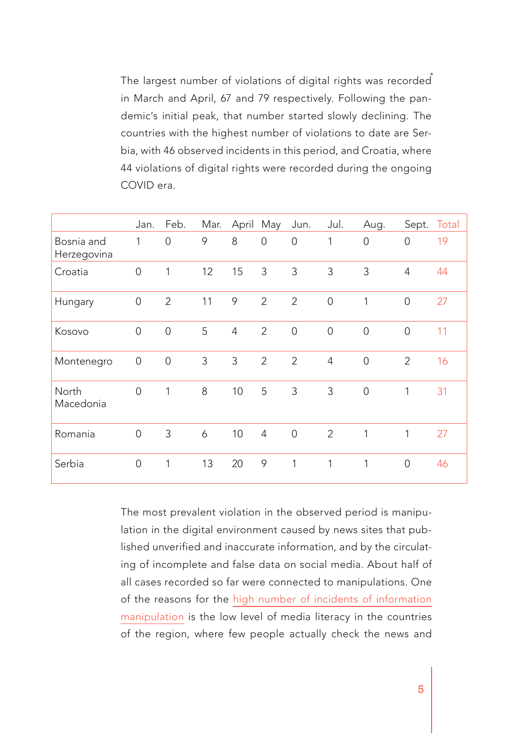The largest number of violations of digital rights was recorded in March and April, 67 and 79 respectively. Following the pandemic's initial peak, that number started slowly declining. The countries with the highest number of violations to date are Serbia, with 46 observed incidents in this period, and Croatia, where 44 violations of digital rights were recorded during the ongoing COVID era.

| | Jan. | Feb. | Mar. | April | May | Jun. | Jul. | Aug. | Sept. | Total |
|---|---|---|---|---|---|---|---|---|---|---|
| Bosnia and Herzegovina | 1 | 0 | 9 | 8 | 0 | 0 | 1 | 0 | 0 | 19 |
| Croatia | 0 | 1 | 12 | 15 | 3 | 3 | 3 | 3 | 4 | 44 |
| Hungary | 0 | 2 | 11 | 9 | 2 | 2 | 0 | 1 | 0 | 27 |
| Kosovo | 0 | 0 | 5 | 4 | 2 | 0 | 0 | 0 | 0 | 11 |
| Montenegro | 0 | 0 | 3 | 3 | 2 | 2 | 4 | 0 | 2 | 16 |
| North Macedonia | 0 | 1 | 8 | 10 | 5 | 3 | 3 | 0 | 1 | 31 |
| Romania | 0 | 3 | 6 | 10 | 4 | 0 | 2 | 1 | 1 | 27 |
| Serbia | 0 | 1 | 13 | 20 | 9 | 1 | 1 | 1 | 0 | 46 |

The most prevalent violation in the observed period is manipulation in the digital environment caused by news sites that published unverified and inaccurate information, and by the circulating of incomplete and false data on social media. About half of all cases recorded so far were connected to manipulations. One of the reasons for the high number of incidents of information manipulation is the low level of media literacy in the countries of the region, where few people actually check the news and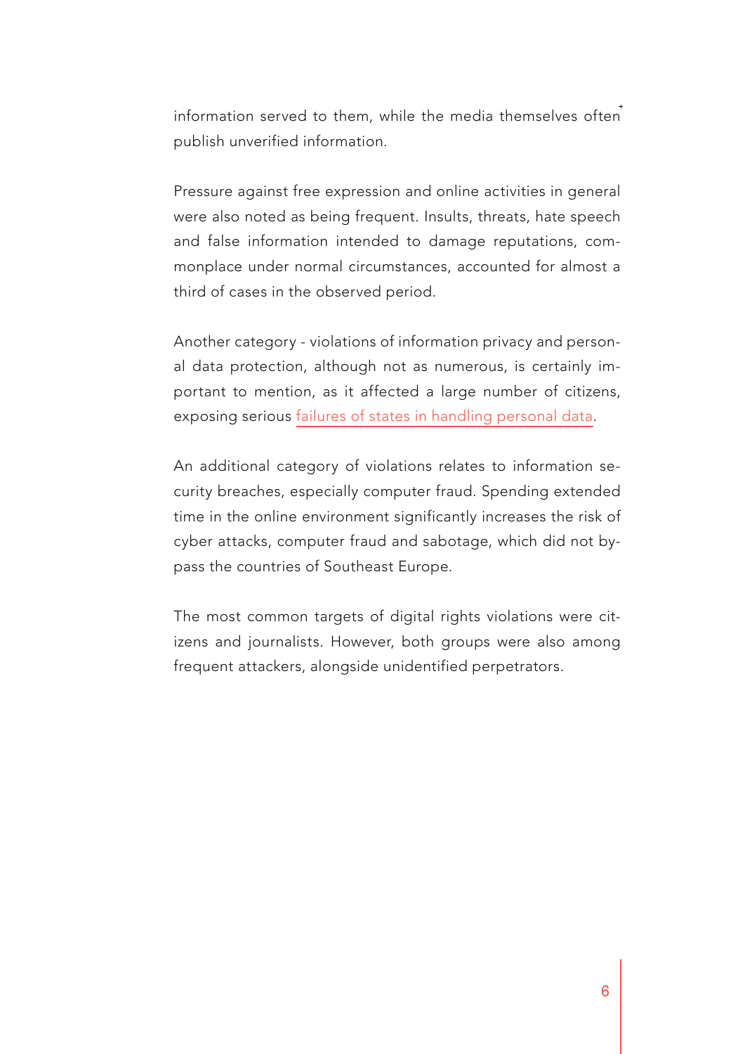information served to them, while the media themselves often publish unverified information.

Pressure against free expression and online activities in general were also noted as being frequent. Insults, threats, hate speech and false information intended to damage reputations, commonplace under normal circumstances, accounted for almost a third of cases in the observed period.

Another category - violations of information privacy and personal data protection, although not as numerous, is certainly important to mention, as it affected a large number of citizens, exposing serious failures of states in handling personal data.

An additional category of violations relates to information security breaches, especially computer fraud. Spending extended time in the online environment significantly increases the risk of cyber attacks, computer fraud and sabotage, which did not bypass the countries of Southeast Europe.

The most common targets of digital rights violations were citizens and journalists. However, both groups were also among frequent attackers, alongside unidentified perpetrators.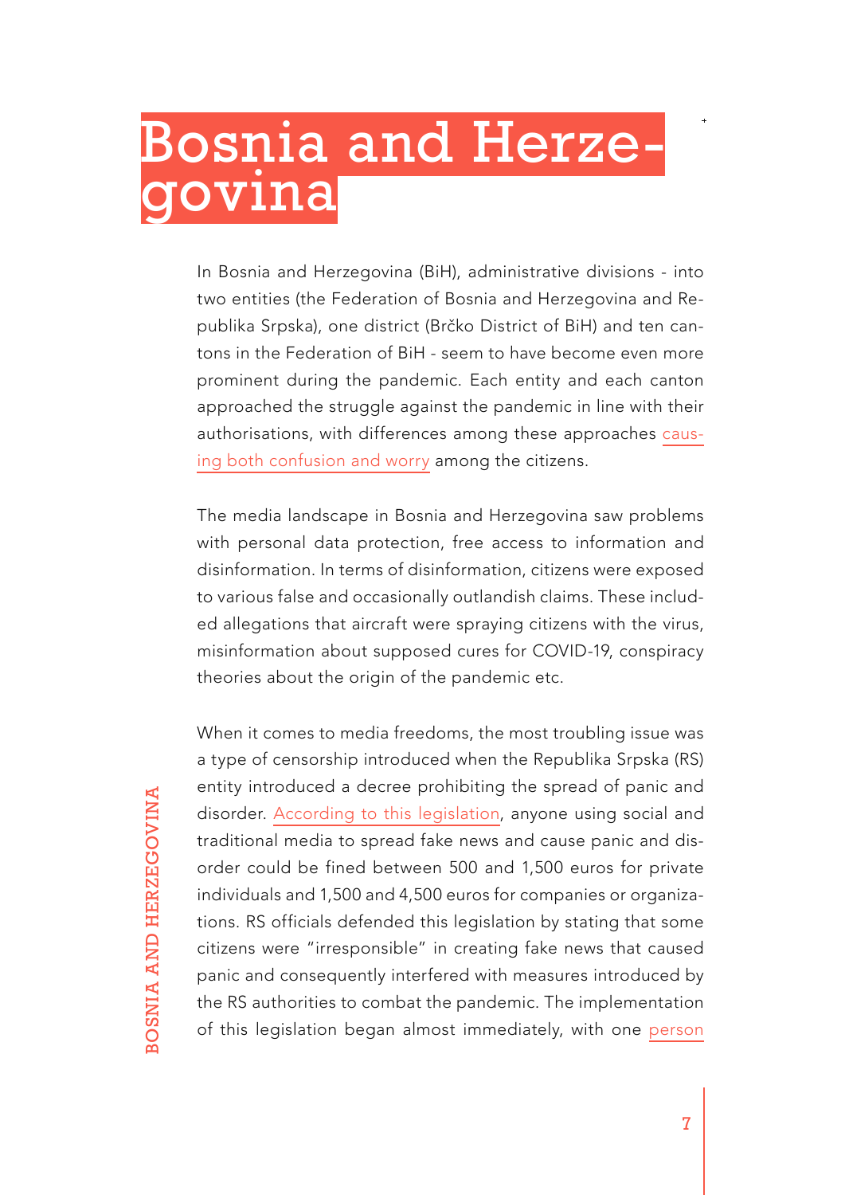# Bosnia and Herzegovina

In Bosnia and Herzegovina (BiH), administrative divisions - into two entities (the Federation of Bosnia and Herzegovina and Republika Srpska), one district (Brčko District of BiH) and ten cantons in the Federation of BiH - seem to have become even more prominent during the pandemic. Each entity and each canton approached the struggle against the pandemic in line with their authorisations, with differences among these approaches causing both confusion and worry among the citizens.

The media landscape in Bosnia and Herzegovina saw problems with personal data protection, free access to information and disinformation. In terms of disinformation, citizens were exposed to various false and occasionally outlandish claims. These included allegations that aircraft were spraying citizens with the virus, misinformation about supposed cures for COVID-19, conspiracy theories about the origin of the pandemic etc.

When it comes to media freedoms, the most troubling issue was a type of censorship introduced when the Republika Srpska (RS) entity introduced a decree prohibiting the spread of panic and disorder. According to this legislation, anyone using social and traditional media to spread fake news and cause panic and disorder could be fined between 500 and 1,500 euros for private individuals and 1,500 and 4,500 euros for companies or organizations. RS officials defended this legislation by stating that some citizens were "irresponsible" in creating fake news that caused panic and consequently interfered with measures introduced by the RS authorities to combat the pandemic. The implementation of this legislation began almost immediately, with one person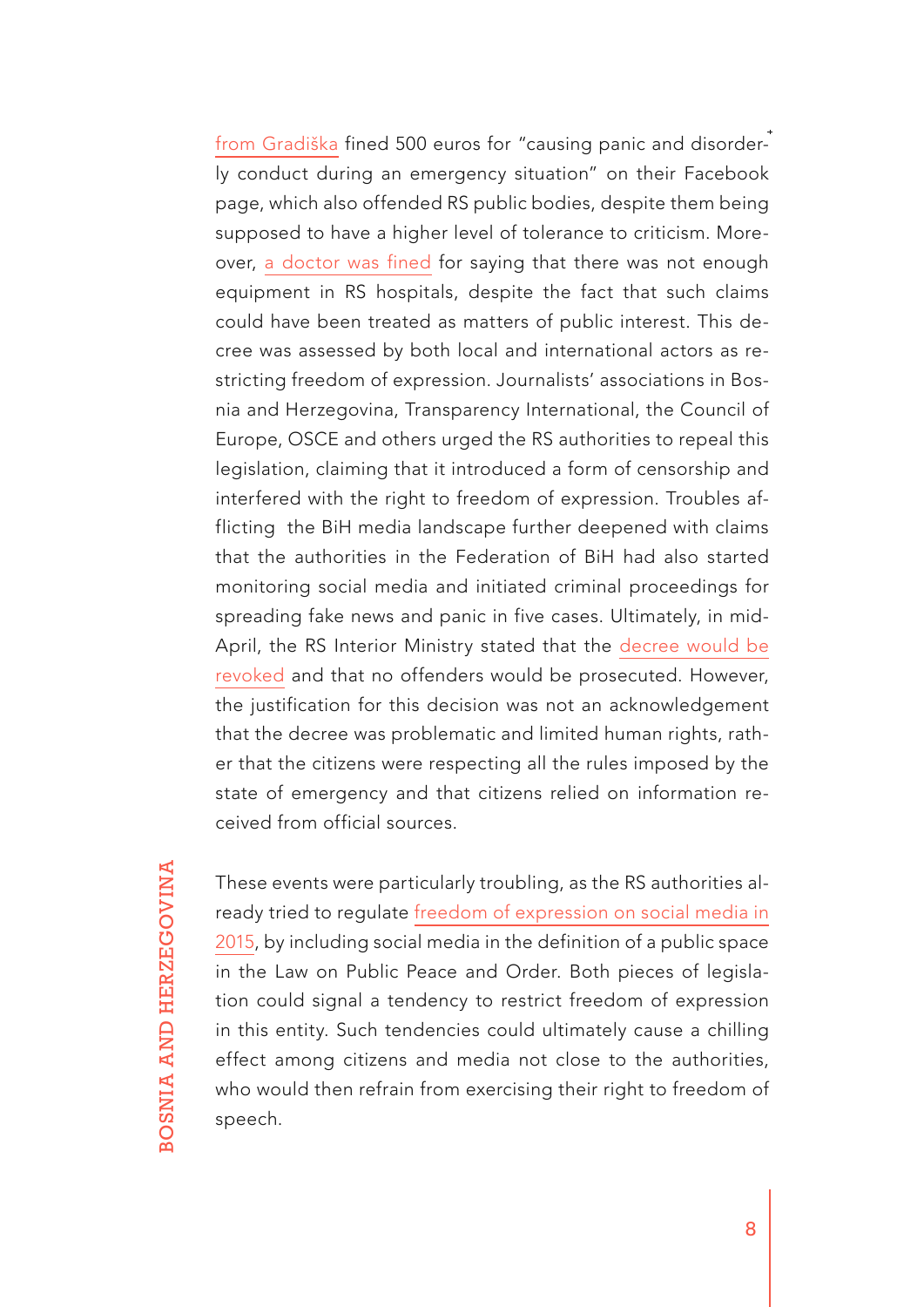from Gradiška fined 500 euros for "causing panic and disorderly conduct during an emergency situation" on their Facebook page, which also offended RS public bodies, despite them being supposed to have a higher level of tolerance to criticism. Moreover, a doctor was fined for saying that there was not enough equipment in RS hospitals, despite the fact that such claims could have been treated as matters of public interest. This decree was assessed by both local and international actors as restricting freedom of expression. Journalists' associations in Bosnia and Herzegovina, Transparency International, the Council of Europe, OSCE and others urged the RS authorities to repeal this legislation, claiming that it introduced a form of censorship and interfered with the right to freedom of expression. Troubles afflicting the BiH media landscape further deepened with claims that the authorities in the Federation of BiH had also started monitoring social media and initiated criminal proceedings for spreading fake news and panic in five cases. Ultimately, in mid-April, the RS Interior Ministry stated that the decree would be revoked and that no offenders would be prosecuted. However, the justification for this decision was not an acknowledgement that the decree was problematic and limited human rights, rather that the citizens were respecting all the rules imposed by the state of emergency and that citizens relied on information received from official sources.

These events were particularly troubling, as the RS authorities already tried to regulate freedom of expression on social media in 2015, by including social media in the definition of a public space in the Law on Public Peace and Order. Both pieces of legislation could signal a tendency to restrict freedom of expression in this entity. Such tendencies could ultimately cause a chilling effect among citizens and media not close to the authorities, who would then refrain from exercising their right to freedom of speech.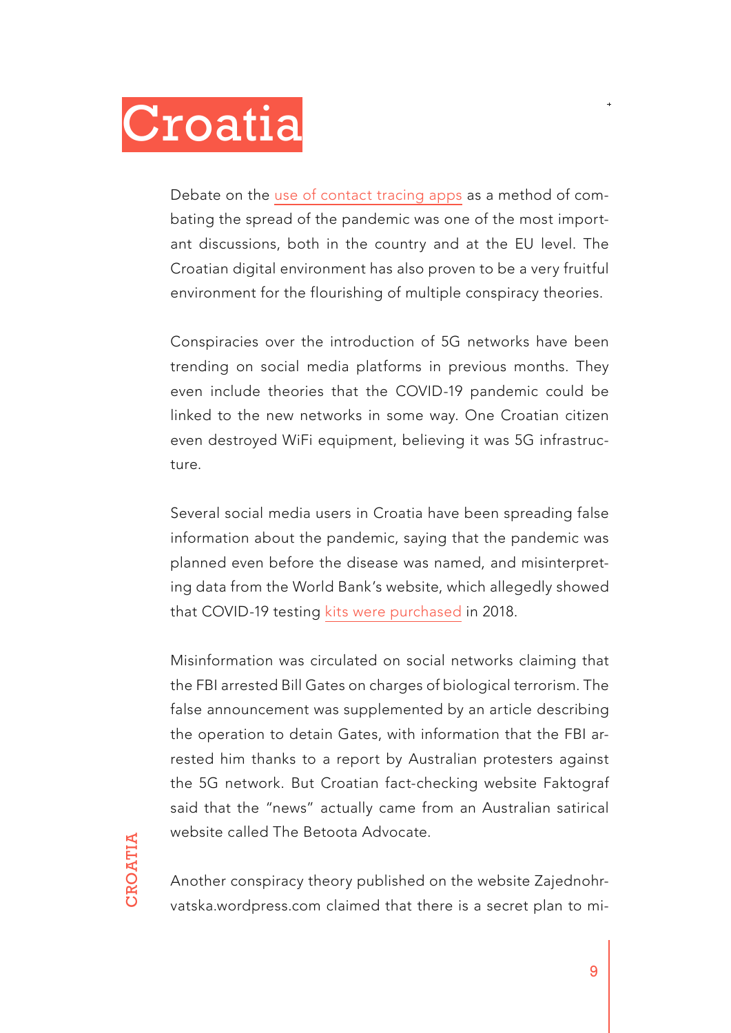# Croatia

Debate on the use of contact tracing apps as a method of combating the spread of the pandemic was one of the most important discussions, both in the country and at the EU level. The Croatian digital environment has also proven to be a very fruitful environment for the flourishing of multiple conspiracy theories.

Conspiracies over the introduction of 5G networks have been trending on social media platforms in previous months. They even include theories that the COVID-19 pandemic could be linked to the new networks in some way. One Croatian citizen even destroyed WiFi equipment, believing it was 5G infrastructure.

Several social media users in Croatia have been spreading false information about the pandemic, saying that the pandemic was planned even before the disease was named, and misinterpreting data from the World Bank's website, which allegedly showed that COVID-19 testing kits were purchased in 2018.

Misinformation was circulated on social networks claiming that the FBI arrested Bill Gates on charges of biological terrorism. The false announcement was supplemented by an article describing the operation to detain Gates, with information that the FBI arrested him thanks to a report by Australian protesters against the 5G network. But Croatian fact-checking website Faktograf said that the "news" actually came from an Australian satirical website called The Betoota Advocate.

Another conspiracy theory published on the website Zajednohrvatska.wordpress.com claimed that there is a secret plan to mi-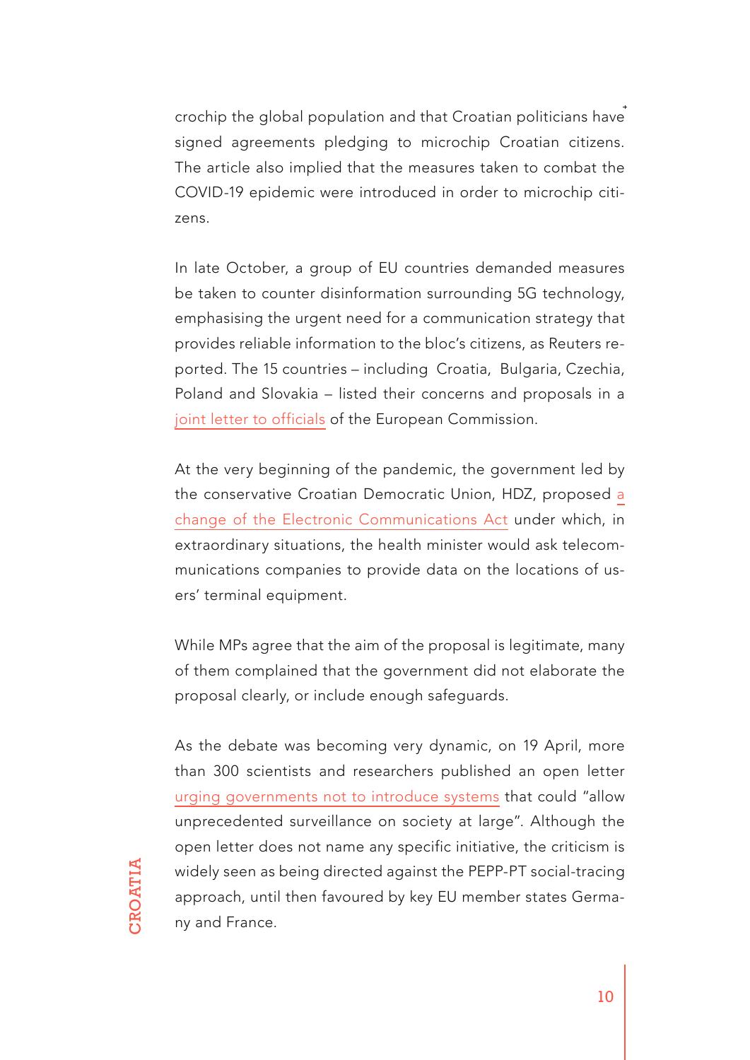crochip the global population and that Croatian politicians have signed agreements pledging to microchip Croatian citizens. The article also implied that the measures taken to combat the COVID-19 epidemic were introduced in order to microchip citizens.

In late October, a group of EU countries demanded measures be taken to counter disinformation surrounding 5G technology, emphasising the urgent need for a communication strategy that provides reliable information to the bloc's citizens, as Reuters reported. The 15 countries – including Croatia, Bulgaria, Czechia, Poland and Slovakia – listed their concerns and proposals in a joint letter to officials of the European Commission.

At the very beginning of the pandemic, the government led by the conservative Croatian Democratic Union, HDZ, proposed a change of the Electronic Communications Act under which, in extraordinary situations, the health minister would ask telecommunications companies to provide data on the locations of users' terminal equipment.

While MPs agree that the aim of the proposal is legitimate, many of them complained that the government did not elaborate the proposal clearly, or include enough safeguards.

As the debate was becoming very dynamic, on 19 April, more than 300 scientists and researchers published an open letter urging governments not to introduce systems that could "allow unprecedented surveillance on society at large". Although the open letter does not name any specific initiative, the criticism is widely seen as being directed against the PEPP-PT social-tracing approach, until then favoured by key EU member states Germany and France.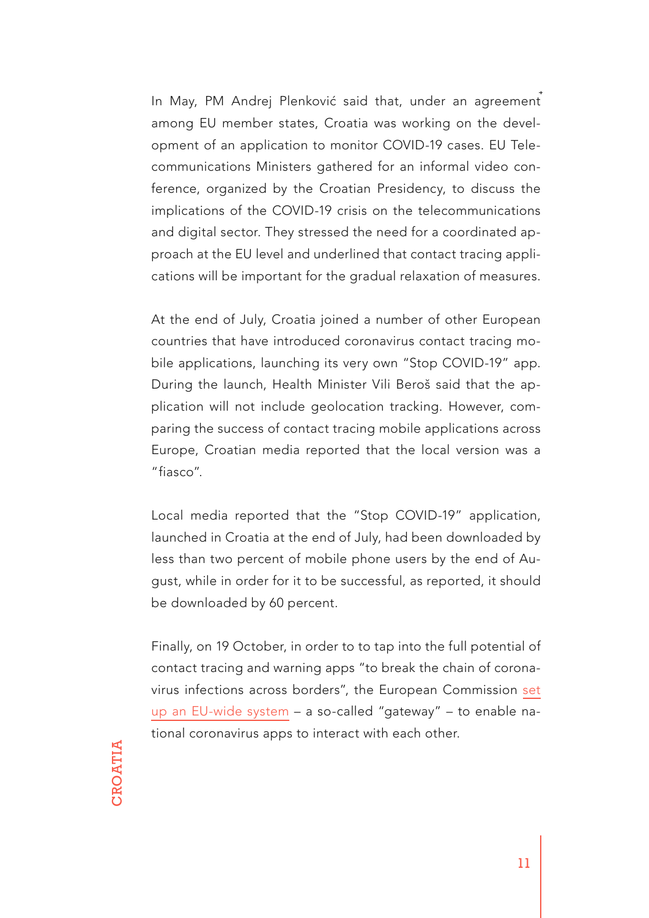In May, PM Andrej Plenković said that, under an agreement among EU member states, Croatia was working on the development of an application to monitor COVID-19 cases. EU Telecommunications Ministers gathered for an informal video conference, organized by the Croatian Presidency, to discuss the implications of the COVID-19 crisis on the telecommunications and digital sector. They stressed the need for a coordinated approach at the EU level and underlined that contact tracing applications will be important for the gradual relaxation of measures.

At the end of July, Croatia joined a number of other European countries that have introduced coronavirus contact tracing mobile applications, launching its very own "Stop COVID-19" app. During the launch, Health Minister Vili Beroš said that the application will not include geolocation tracking. However, comparing the success of contact tracing mobile applications across Europe, Croatian media reported that the local version was a "fiasco".

Local media reported that the "Stop COVID-19" application, launched in Croatia at the end of July, had been downloaded by less than two percent of mobile phone users by the end of August, while in order for it to be successful, as reported, it should be downloaded by 60 percent.

Finally, on 19 October, in order to to tap into the full potential of contact tracing and warning apps "to break the chain of coronavirus infections across borders", the European Commission set up an EU-wide system – a so-called "gateway" – to enable national coronavirus apps to interact with each other.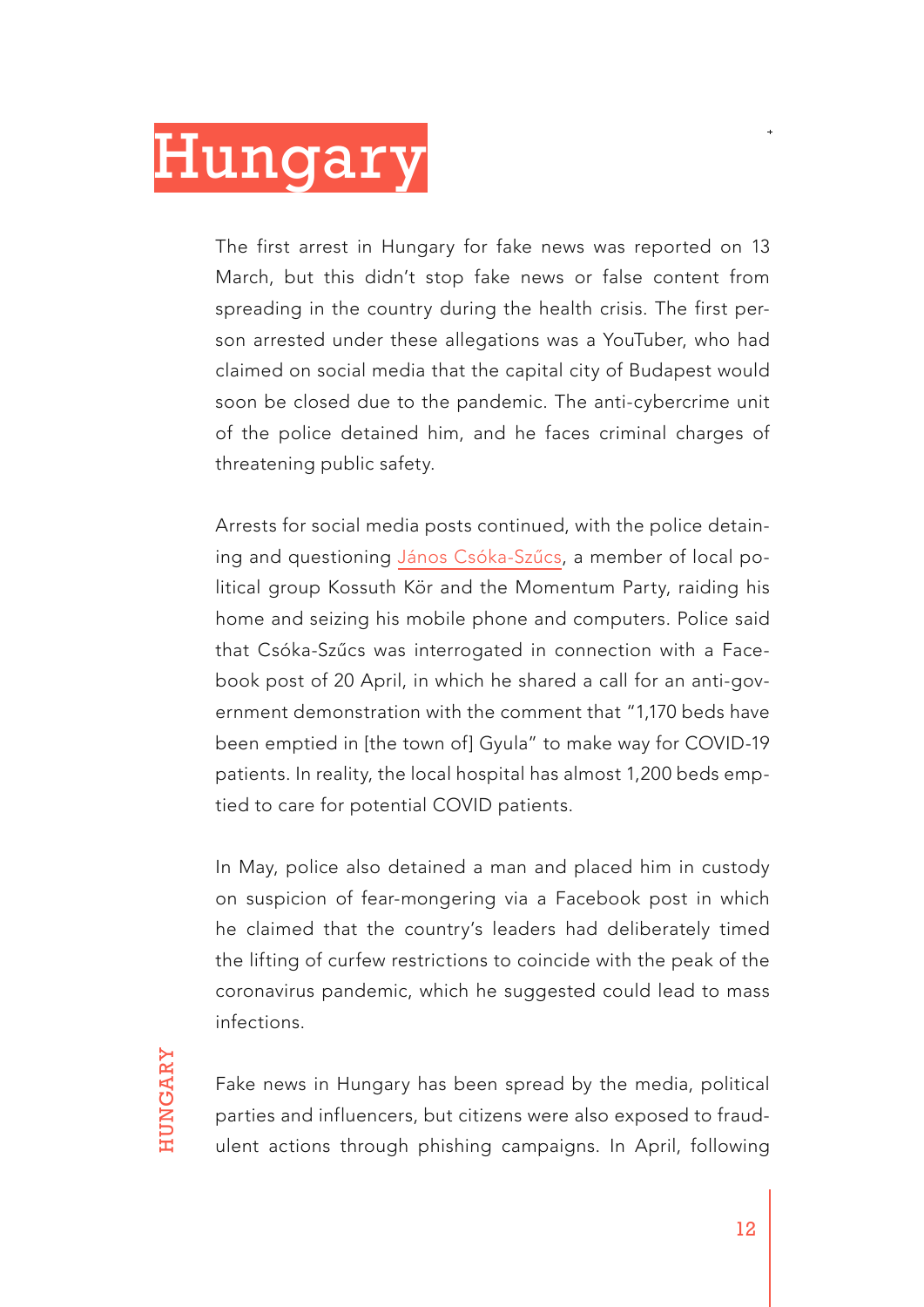# Hungary

The first arrest in Hungary for fake news was reported on 13 March, but this didn't stop fake news or false content from spreading in the country during the health crisis. The first person arrested under these allegations was a YouTuber, who had claimed on social media that the capital city of Budapest would soon be closed due to the pandemic. The anti-cybercrime unit of the police detained him, and he faces criminal charges of threatening public safety.

Arrests for social media posts continued, with the police detaining and questioning János Csóka-Szűcs, a member of local political group Kossuth Kör and the Momentum Party, raiding his home and seizing his mobile phone and computers. Police said that Csóka-Szűcs was interrogated in connection with a Facebook post of 20 April, in which he shared a call for an anti-government demonstration with the comment that "1,170 beds have been emptied in [the town of] Gyula" to make way for COVID-19 patients. In reality, the local hospital has almost 1,200 beds emptied to care for potential COVID patients.

In May, police also detained a man and placed him in custody on suspicion of fear-mongering via a Facebook post in which he claimed that the country's leaders had deliberately timed the lifting of curfew restrictions to coincide with the peak of the coronavirus pandemic, which he suggested could lead to mass infections.

Fake news in Hungary has been spread by the media, political parties and influencers, but citizens were also exposed to fraudulent actions through phishing campaigns. In April, following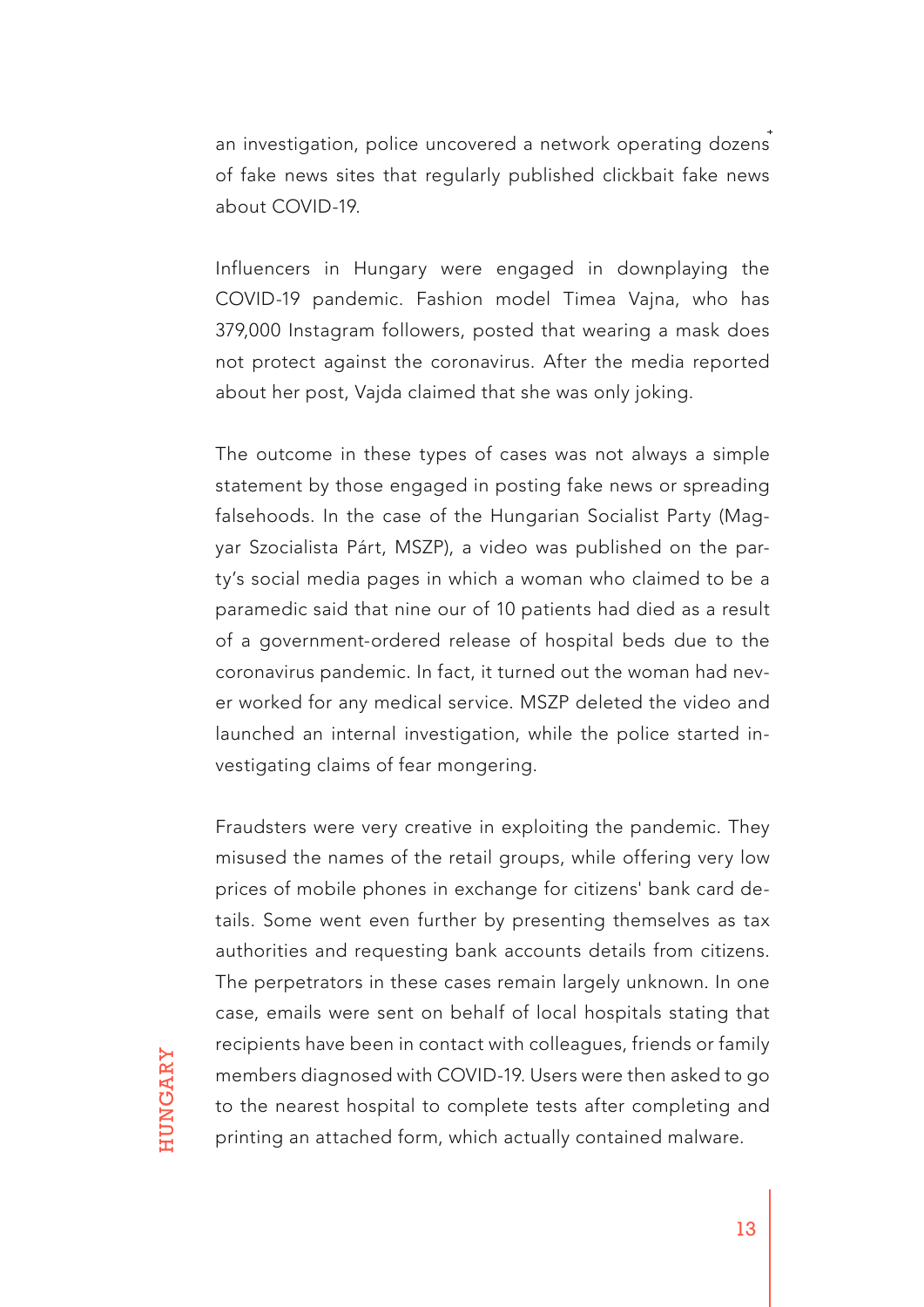an investigation, police uncovered a network operating dozens of fake news sites that regularly published clickbait fake news about COVID-19.

Influencers in Hungary were engaged in downplaying the COVID-19 pandemic. Fashion model Timea Vajna, who has 379,000 Instagram followers, posted that wearing a mask does not protect against the coronavirus. After the media reported about her post, Vajda claimed that she was only joking.

The outcome in these types of cases was not always a simple statement by those engaged in posting fake news or spreading falsehoods. In the case of the Hungarian Socialist Party (Magyar Szocialista Párt, MSZP), a video was published on the party's social media pages in which a woman who claimed to be a paramedic said that nine our of 10 patients had died as a result of a government-ordered release of hospital beds due to the coronavirus pandemic. In fact, it turned out the woman had never worked for any medical service. MSZP deleted the video and launched an internal investigation, while the police started investigating claims of fear mongering.

Fraudsters were very creative in exploiting the pandemic. They misused the names of the retail groups, while offering very low prices of mobile phones in exchange for citizens' bank card details. Some went even further by presenting themselves as tax authorities and requesting bank accounts details from citizens. The perpetrators in these cases remain largely unknown. In one case, emails were sent on behalf of local hospitals stating that recipients have been in contact with colleagues, friends or family members diagnosed with COVID-19. Users were then asked to go to the nearest hospital to complete tests after completing and printing an attached form, which actually contained malware.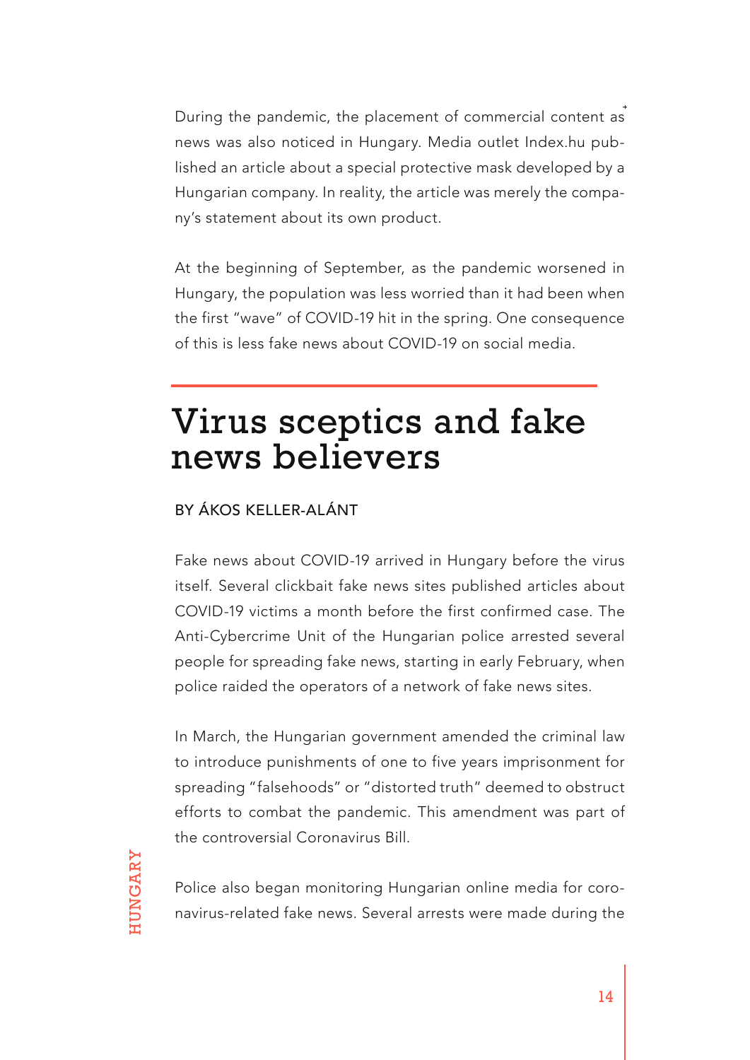During the pandemic, the placement of commercial content as news was also noticed in Hungary. Media outlet Index.hu published an article about a special protective mask developed by a Hungarian company. In reality, the article was merely the company's statement about its own product.

At the beginning of September, as the pandemic worsened in Hungary, the population was less worried than it had been when the first "wave" of COVID-19 hit in the spring. One consequence of this is less fake news about COVID-19 on social media.

# Virus sceptics and fake news believers

BY ÁKOS KELLER-ALÁNT

Fake news about COVID-19 arrived in Hungary before the virus itself. Several clickbait fake news sites published articles about COVID-19 victims a month before the first confirmed case. The Anti-Cybercrime Unit of the Hungarian police arrested several people for spreading fake news, starting in early February, when police raided the operators of a network of fake news sites.

In March, the Hungarian government amended the criminal law to introduce punishments of one to five years imprisonment for spreading "falsehoods" or "distorted truth" deemed to obstruct efforts to combat the pandemic. This amendment was part of the controversial Coronavirus Bill.

Police also began monitoring Hungarian online media for coronavirus-related fake news. Several arrests were made during the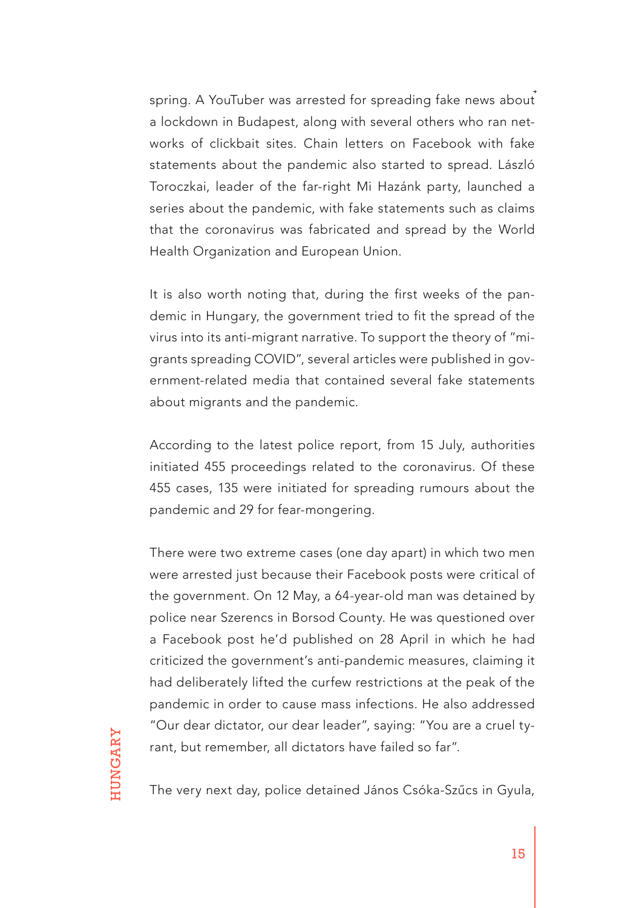spring. A YouTuber was arrested for spreading fake news about a lockdown in Budapest, along with several others who ran networks of clickbait sites. Chain letters on Facebook with fake statements about the pandemic also started to spread. László Toroczkai, leader of the far-right Mi Hazánk party, launched a series about the pandemic, with fake statements such as claims that the coronavirus was fabricated and spread by the World Health Organization and European Union.

It is also worth noting that, during the first weeks of the pandemic in Hungary, the government tried to fit the spread of the virus into its anti-migrant narrative. To support the theory of "migrants spreading COVID", several articles were published in government-related media that contained several fake statements about migrants and the pandemic.

According to the latest police report, from 15 July, authorities initiated 455 proceedings related to the coronavirus. Of these 455 cases, 135 were initiated for spreading rumours about the pandemic and 29 for fear-mongering.

There were two extreme cases (one day apart) in which two men were arrested just because their Facebook posts were critical of the government. On 12 May, a 64-year-old man was detained by police near Szerencs in Borsod County. He was questioned over a Facebook post he'd published on 28 April in which he had criticized the government's anti-pandemic measures, claiming it had deliberately lifted the curfew restrictions at the peak of the pandemic in order to cause mass infections. He also addressed "Our dear dictator, our dear leader", saying: "You are a cruel tyrant, but remember, all dictators have failed so far".

The very next day, police detained János Csóka-Szűcs in Gyula,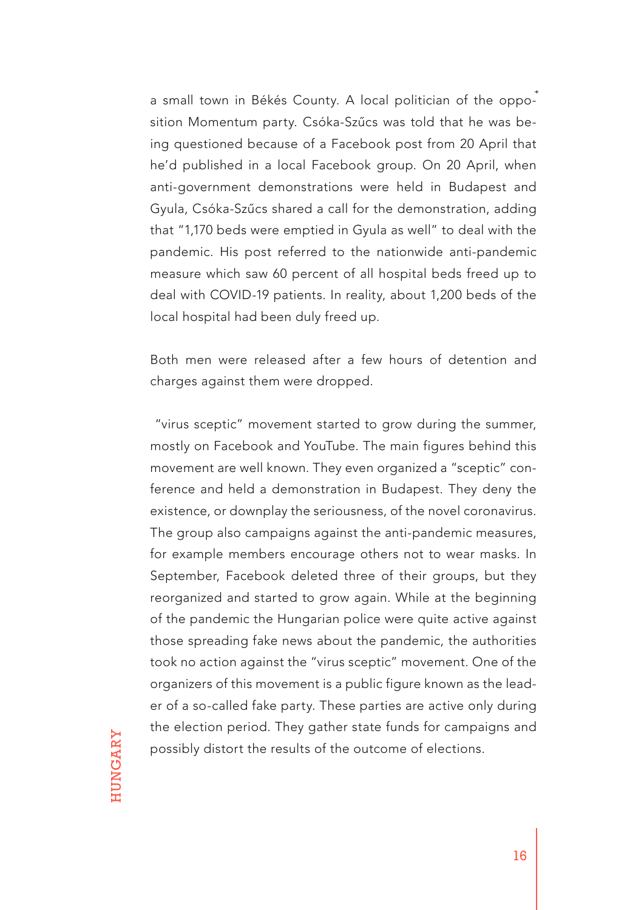a small town in Békés County. A local politician of the opposition Momentum party. Csóka-Szűcs was told that he was being questioned because of a Facebook post from 20 April that he'd published in a local Facebook group. On 20 April, when anti-government demonstrations were held in Budapest and Gyula, Csóka-Szűcs shared a call for the demonstration, adding that "1,170 beds were emptied in Gyula as well" to deal with the pandemic. His post referred to the nationwide anti-pandemic measure which saw 60 percent of all hospital beds freed up to deal with COVID-19 patients. In reality, about 1,200 beds of the local hospital had been duly freed up.

Both men were released after a few hours of detention and charges against them were dropped.

"virus sceptic" movement started to grow during the summer, mostly on Facebook and YouTube. The main figures behind this movement are well known. They even organized a "sceptic" conference and held a demonstration in Budapest. They deny the existence, or downplay the seriousness, of the novel coronavirus. The group also campaigns against the anti-pandemic measures, for example members encourage others not to wear masks. In September, Facebook deleted three of their groups, but they reorganized and started to grow again. While at the beginning of the pandemic the Hungarian police were quite active against those spreading fake news about the pandemic, the authorities took no action against the "virus sceptic" movement. One of the organizers of this movement is a public figure known as the leader of a so-called fake party. These parties are active only during the election period. They gather state funds for campaigns and possibly distort the results of the outcome of elections.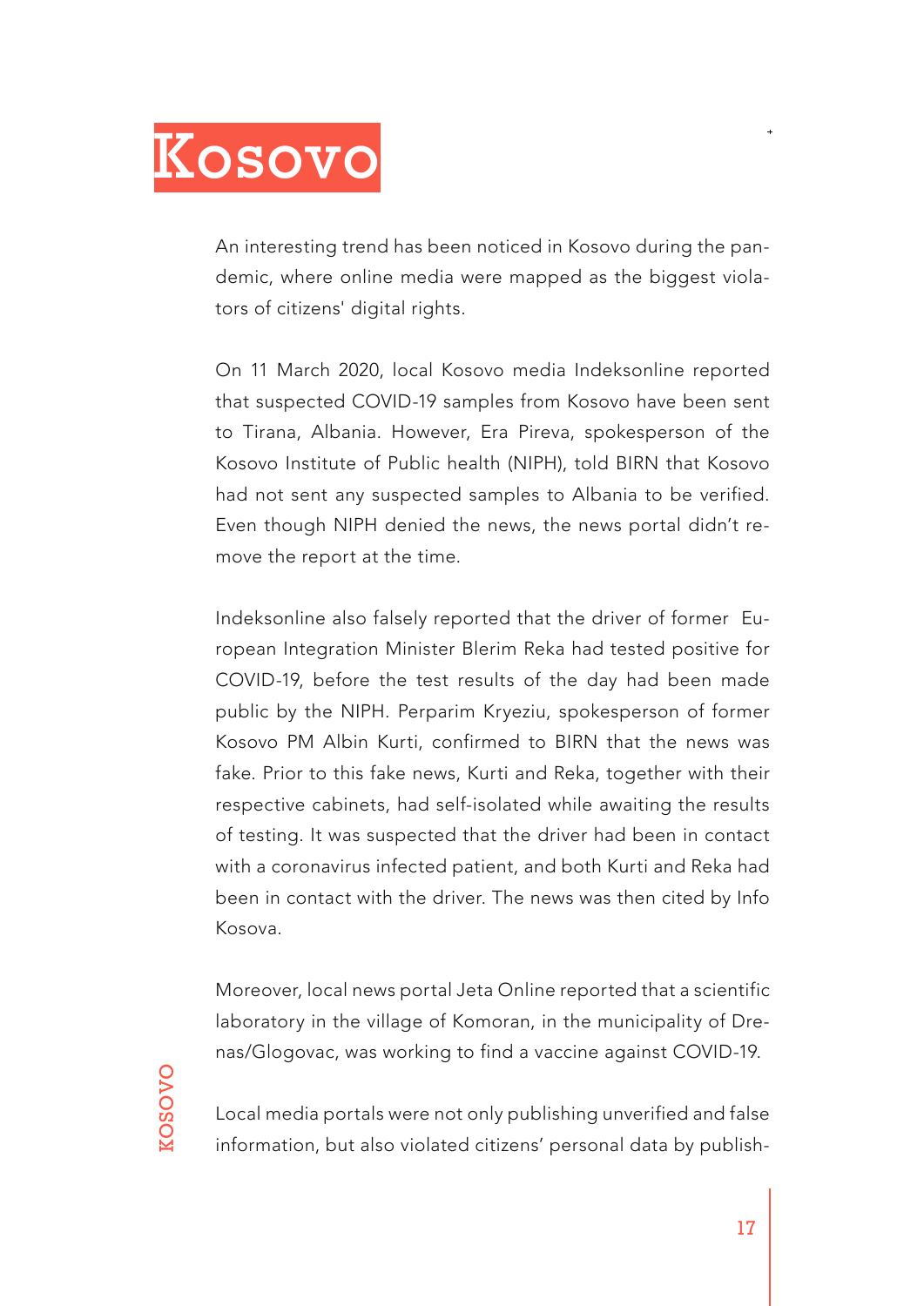# Kosovo

An interesting trend has been noticed in Kosovo during the pandemic, where online media were mapped as the biggest violators of citizens' digital rights.

On 11 March 2020, local Kosovo media Indeksonline reported that suspected COVID-19 samples from Kosovo have been sent to Tirana, Albania. However, Era Pireva, spokesperson of the Kosovo Institute of Public health (NIPH), told BIRN that Kosovo had not sent any suspected samples to Albania to be verified. Even though NIPH denied the news, the news portal didn't remove the report at the time.

Indeksonline also falsely reported that the driver of former European Integration Minister Blerim Reka had tested positive for COVID-19, before the test results of the day had been made public by the NIPH. Perparim Kryeziu, spokesperson of former Kosovo PM Albin Kurti, confirmed to BIRN that the news was fake. Prior to this fake news, Kurti and Reka, together with their respective cabinets, had self-isolated while awaiting the results of testing. It was suspected that the driver had been in contact with a coronavirus infected patient, and both Kurti and Reka had been in contact with the driver. The news was then cited by Info Kosova.

Moreover, local news portal Jeta Online reported that a scientific laboratory in the village of Komoran, in the municipality of Drenas/Glogovac, was working to find a vaccine against COVID-19.

Local media portals were not only publishing unverified and false information, but also violated citizens' personal data by publish-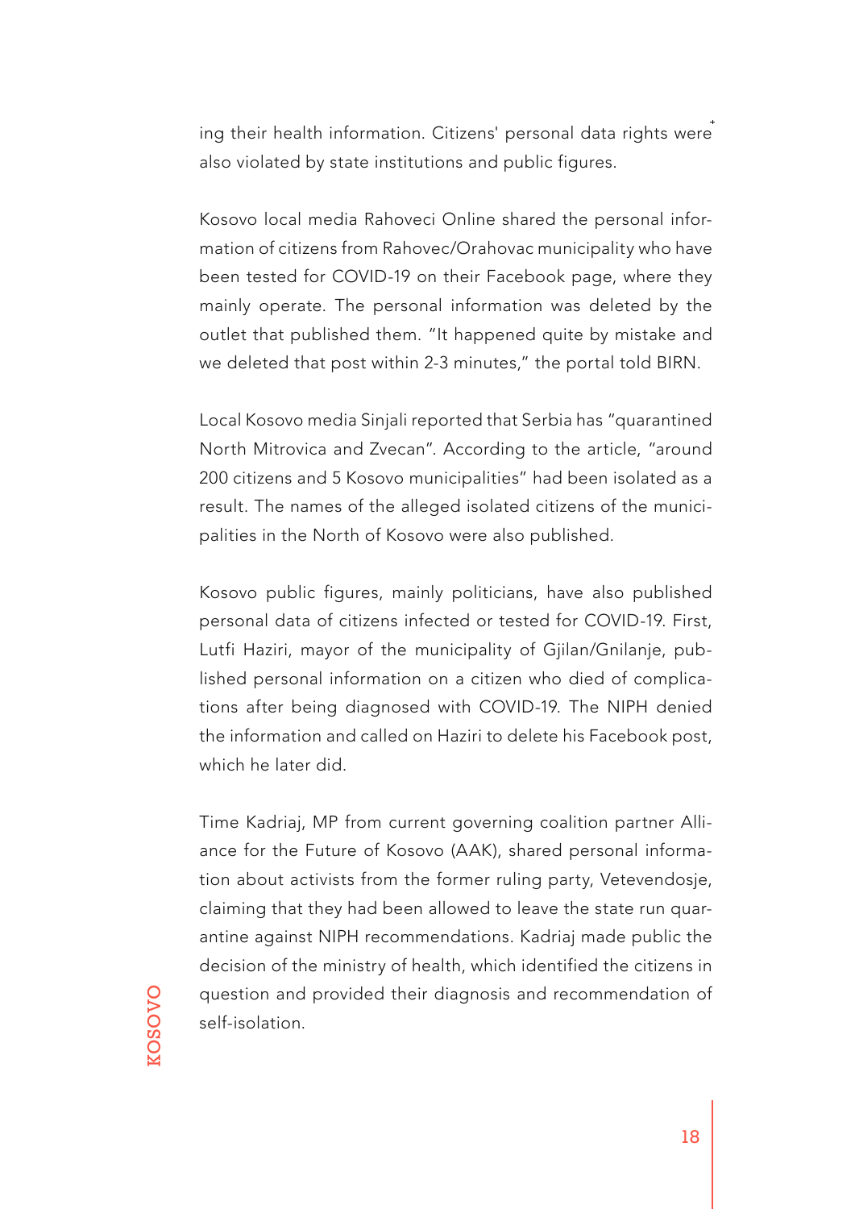ing their health information. Citizens' personal data rights were also violated by state institutions and public figures.

Kosovo local media Rahoveci Online shared the personal information of citizens from Rahovec/Orahovac municipality who have been tested for COVID-19 on their Facebook page, where they mainly operate. The personal information was deleted by the outlet that published them. "It happened quite by mistake and we deleted that post within 2-3 minutes," the portal told BIRN.

Local Kosovo media Sinjali reported that Serbia has "quarantined North Mitrovica and Zvecan". According to the article, "around 200 citizens and 5 Kosovo municipalities" had been isolated as a result. The names of the alleged isolated citizens of the municipalities in the North of Kosovo were also published.

Kosovo public figures, mainly politicians, have also published personal data of citizens infected or tested for COVID-19. First, Lutfi Haziri, mayor of the municipality of Gjilan/Gnilanje, published personal information on a citizen who died of complications after being diagnosed with COVID-19. The NIPH denied the information and called on Haziri to delete his Facebook post, which he later did.

Time Kadriaj, MP from current governing coalition partner Alliance for the Future of Kosovo (AAK), shared personal information about activists from the former ruling party, Vetevendosje, claiming that they had been allowed to leave the state run quarantine against NIPH recommendations. Kadriaj made public the decision of the ministry of health, which identified the citizens in question and provided their diagnosis and recommendation of self-isolation.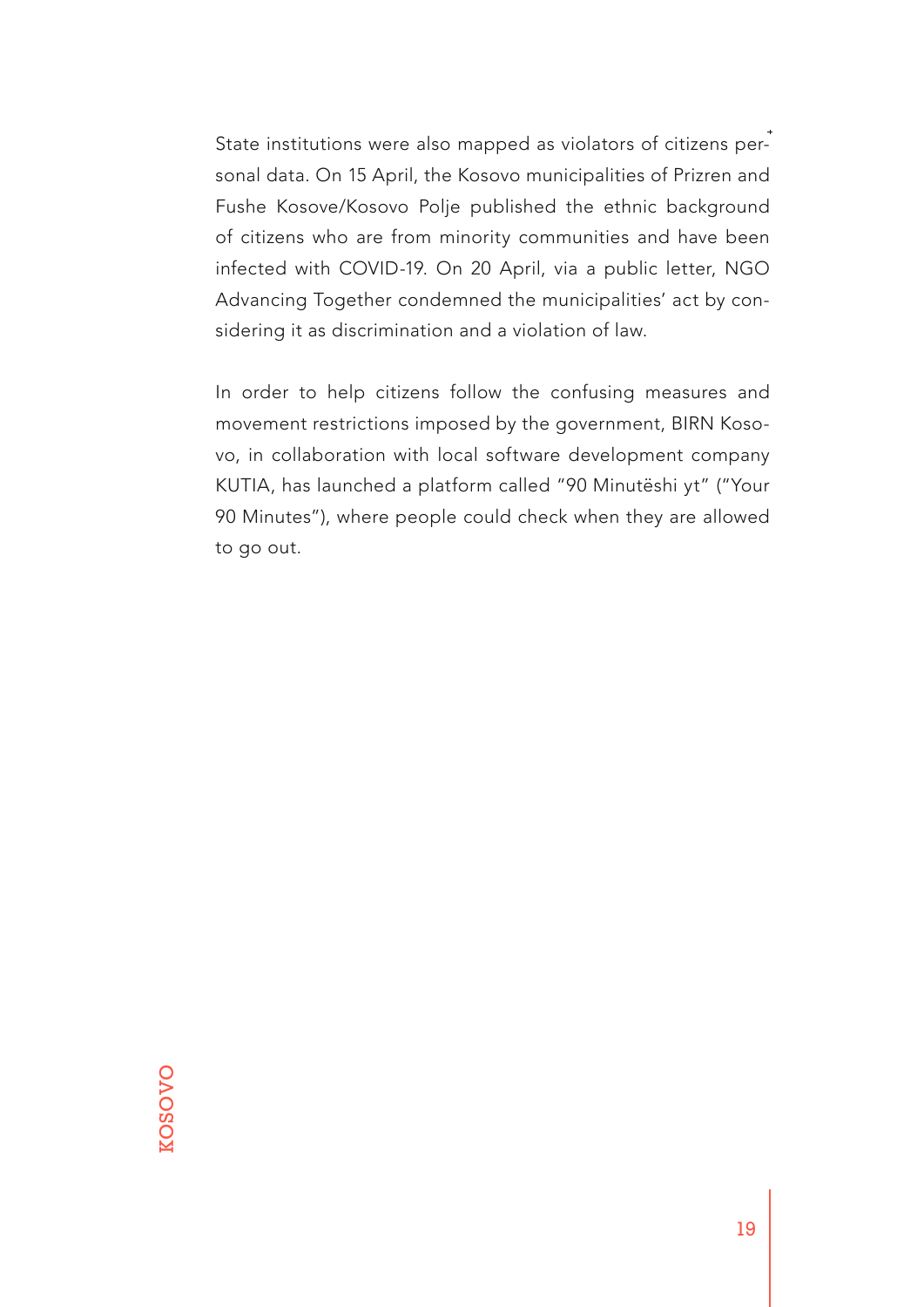State institutions were also mapped as violators of citizens personal data. On 15 April, the Kosovo municipalities of Prizren and Fushe Kosove/Kosovo Polje published the ethnic background of citizens who are from minority communities and have been infected with COVID-19. On 20 April, via a public letter, NGO Advancing Together condemned the municipalities' act by considering it as discrimination and a violation of law.

In order to help citizens follow the confusing measures and movement restrictions imposed by the government, BIRN Kosovo, in collaboration with local software development company KUTIA, has launched a platform called "90 Minutëshi yt" ("Your 90 Minutes"), where people could check when they are allowed to go out.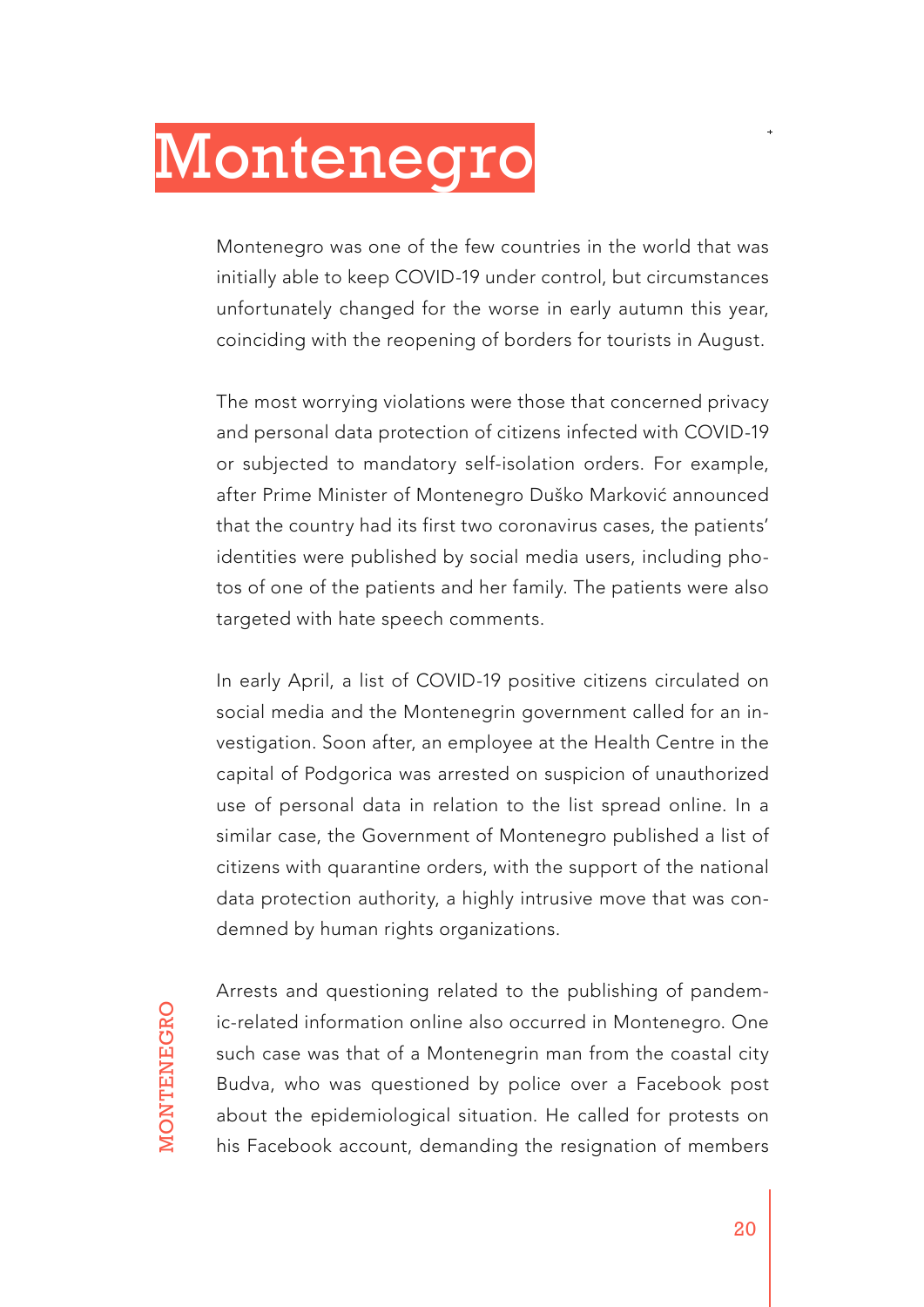# Montenegro

Montenegro was one of the few countries in the world that was initially able to keep COVID-19 under control, but circumstances unfortunately changed for the worse in early autumn this year, coinciding with the reopening of borders for tourists in August.

The most worrying violations were those that concerned privacy and personal data protection of citizens infected with COVID-19 or subjected to mandatory self-isolation orders. For example, after Prime Minister of Montenegro Duško Marković announced that the country had its first two coronavirus cases, the patients' identities were published by social media users, including photos of one of the patients and her family. The patients were also targeted with hate speech comments.

In early April, a list of COVID-19 positive citizens circulated on social media and the Montenegrin government called for an investigation. Soon after, an employee at the Health Centre in the capital of Podgorica was arrested on suspicion of unauthorized use of personal data in relation to the list spread online. In a similar case, the Government of Montenegro published a list of citizens with quarantine orders, with the support of the national data protection authority, a highly intrusive move that was condemned by human rights organizations.

Arrests and questioning related to the publishing of pandemic-related information online also occurred in Montenegro. One such case was that of a Montenegrin man from the coastal city Budva, who was questioned by police over a Facebook post about the epidemiological situation. He called for protests on his Facebook account, demanding the resignation of members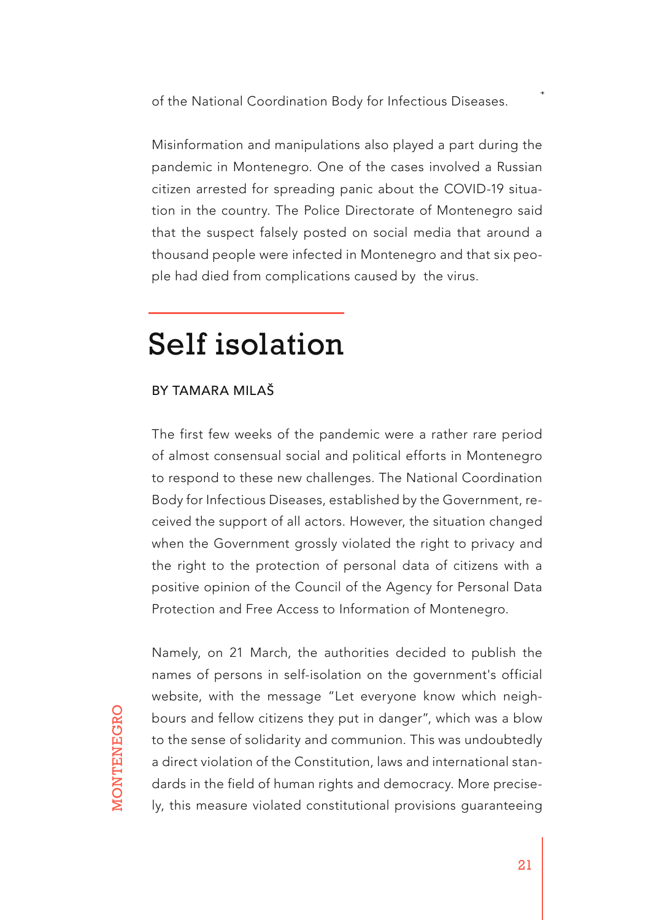of the National Coordination Body for Infectious Diseases.

Misinformation and manipulations also played a part during the pandemic in Montenegro. One of the cases involved a Russian citizen arrested for spreading panic about the COVID-19 situation in the country. The Police Directorate of Montenegro said that the suspect falsely posted on social media that around a thousand people were infected in Montenegro and that six people had died from complications caused by the virus.

## Self isolation

BY TAMARA MILAŠ

The first few weeks of the pandemic were a rather rare period of almost consensual social and political efforts in Montenegro to respond to these new challenges. The National Coordination Body for Infectious Diseases, established by the Government, received the support of all actors. However, the situation changed when the Government grossly violated the right to privacy and the right to the protection of personal data of citizens with a positive opinion of the Council of the Agency for Personal Data Protection and Free Access to Information of Montenegro.

Namely, on 21 March, the authorities decided to publish the names of persons in self-isolation on the government's official website, with the message "Let everyone know which neighbours and fellow citizens they put in danger", which was a blow to the sense of solidarity and communion. This was undoubtedly a direct violation of the Constitution, laws and international standards in the field of human rights and democracy. More precisely, this measure violated constitutional provisions guaranteeing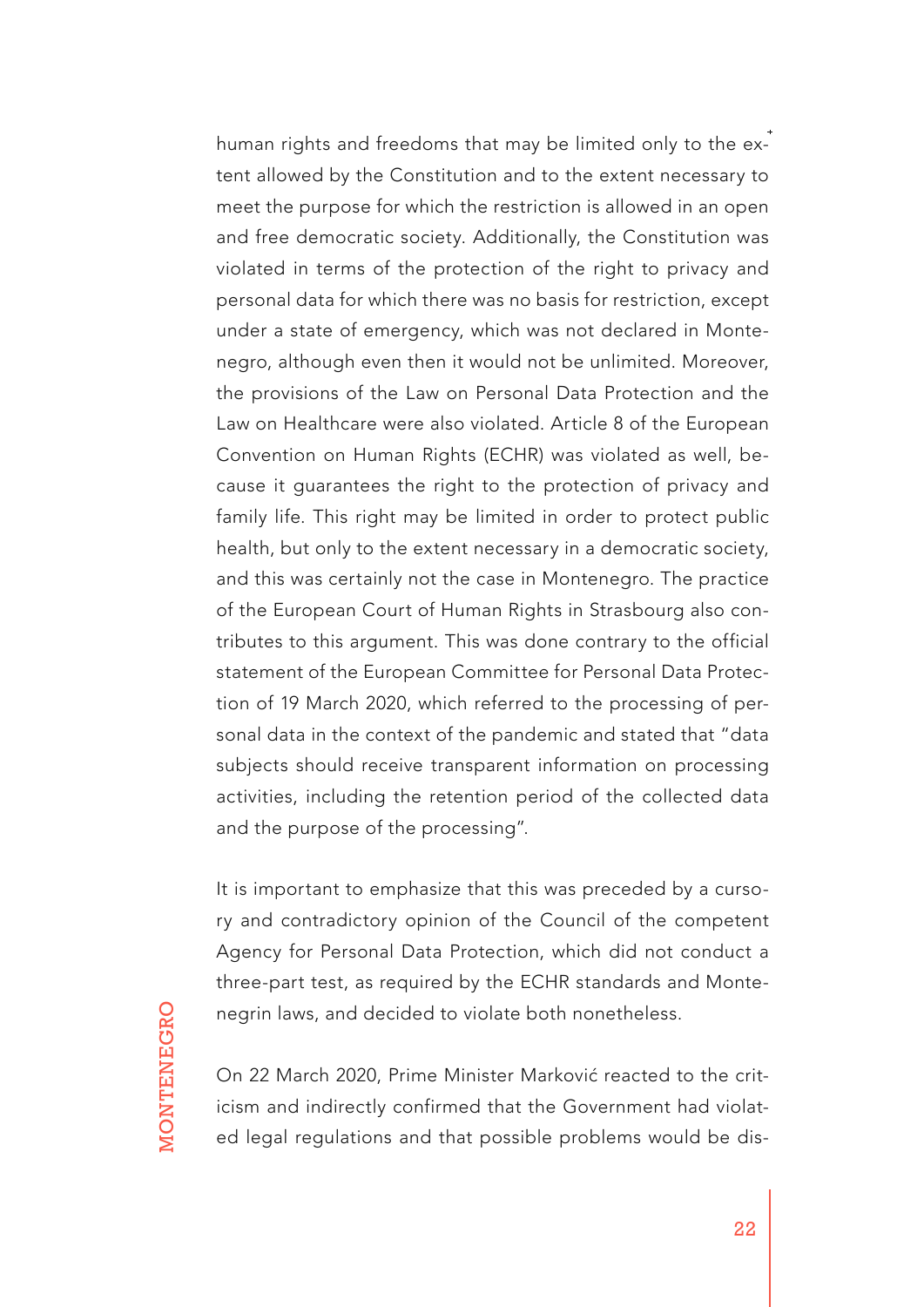human rights and freedoms that may be limited only to the extent allowed by the Constitution and to the extent necessary to meet the purpose for which the restriction is allowed in an open and free democratic society. Additionally, the Constitution was violated in terms of the protection of the right to privacy and personal data for which there was no basis for restriction, except under a state of emergency, which was not declared in Montenegro, although even then it would not be unlimited. Moreover, the provisions of the Law on Personal Data Protection and the Law on Healthcare were also violated. Article 8 of the European Convention on Human Rights (ECHR) was violated as well, because it guarantees the right to the protection of privacy and family life. This right may be limited in order to protect public health, but only to the extent necessary in a democratic society, and this was certainly not the case in Montenegro. The practice of the European Court of Human Rights in Strasbourg also contributes to this argument. This was done contrary to the official statement of the European Committee for Personal Data Protection of 19 March 2020, which referred to the processing of personal data in the context of the pandemic and stated that "data subjects should receive transparent information on processing activities, including the retention period of the collected data and the purpose of the processing".

It is important to emphasize that this was preceded by a cursory and contradictory opinion of the Council of the competent Agency for Personal Data Protection, which did not conduct a three-part test, as required by the ECHR standards and Montenegrin laws, and decided to violate both nonetheless.

On 22 March 2020, Prime Minister Marković reacted to the criticism and indirectly confirmed that the Government had violated legal regulations and that possible problems would be dis-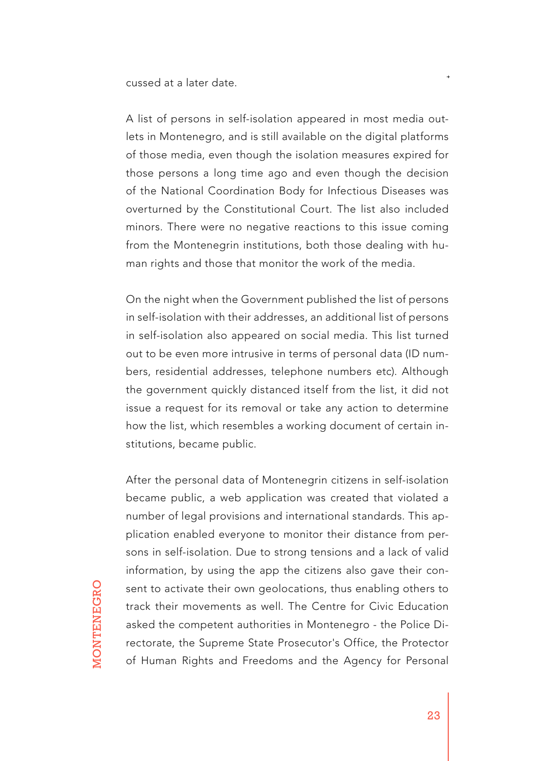cussed at a later date.

A list of persons in self-isolation appeared in most media outlets in Montenegro, and is still available on the digital platforms of those media, even though the isolation measures expired for those persons a long time ago and even though the decision of the National Coordination Body for Infectious Diseases was overturned by the Constitutional Court. The list also included minors. There were no negative reactions to this issue coming from the Montenegrin institutions, both those dealing with human rights and those that monitor the work of the media.

On the night when the Government published the list of persons in self-isolation with their addresses, an additional list of persons in self-isolation also appeared on social media. This list turned out to be even more intrusive in terms of personal data (ID numbers, residential addresses, telephone numbers etc). Although the government quickly distanced itself from the list, it did not issue a request for its removal or take any action to determine how the list, which resembles a working document of certain institutions, became public.

After the personal data of Montenegrin citizens in self-isolation became public, a web application was created that violated a number of legal provisions and international standards. This application enabled everyone to monitor their distance from persons in self-isolation. Due to strong tensions and a lack of valid information, by using the app the citizens also gave their consent to activate their own geolocations, thus enabling others to track their movements as well. The Centre for Civic Education asked the competent authorities in Montenegro - the Police Directorate, the Supreme State Prosecutor's Office, the Protector of Human Rights and Freedoms and the Agency for Personal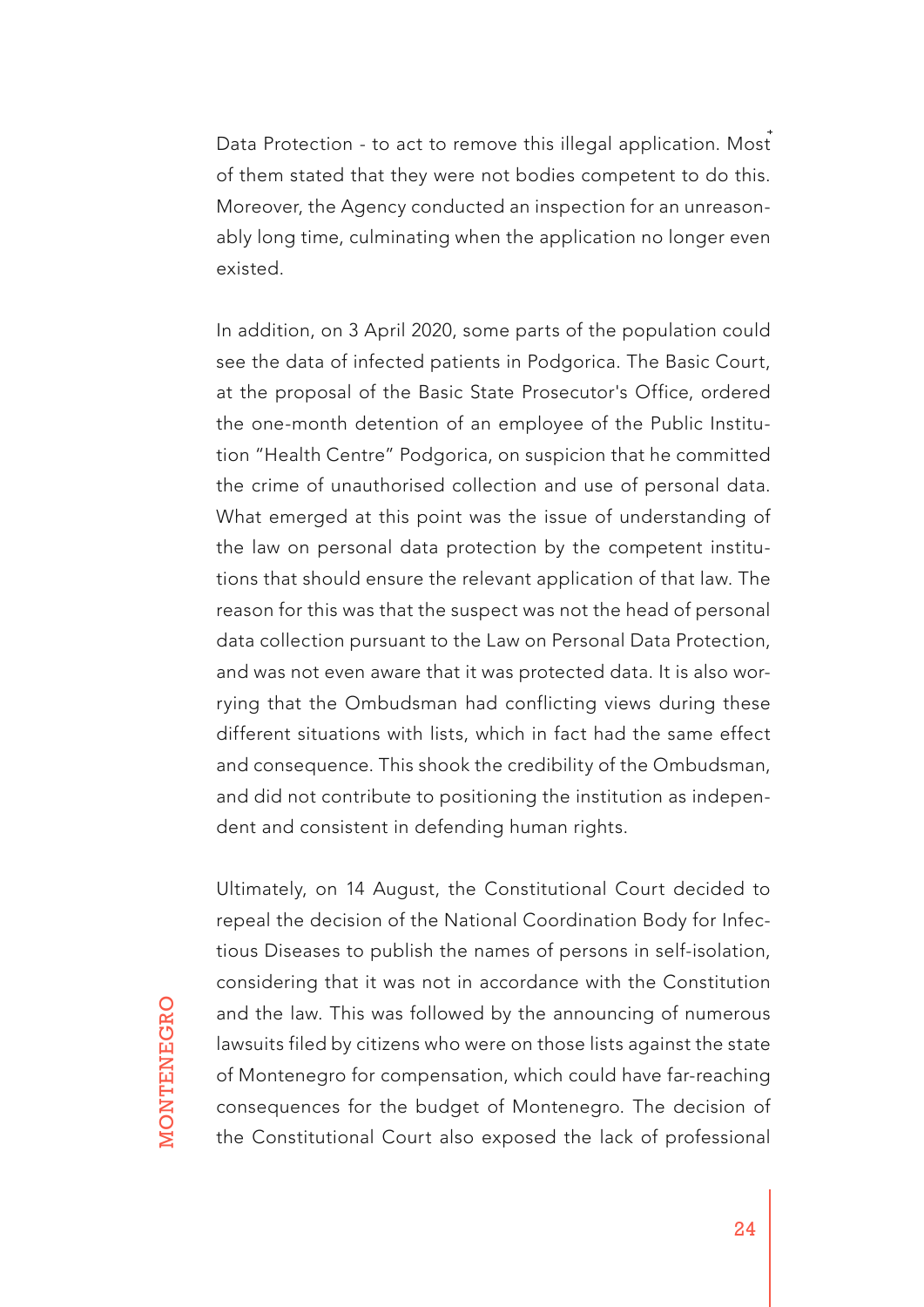Data Protection - to act to remove this illegal application. Most of them stated that they were not bodies competent to do this. Moreover, the Agency conducted an inspection for an unreasonably long time, culminating when the application no longer even existed.

In addition, on 3 April 2020, some parts of the population could see the data of infected patients in Podgorica. The Basic Court, at the proposal of the Basic State Prosecutor's Office, ordered the one-month detention of an employee of the Public Institution "Health Centre" Podgorica, on suspicion that he committed the crime of unauthorised collection and use of personal data. What emerged at this point was the issue of understanding of the law on personal data protection by the competent institutions that should ensure the relevant application of that law. The reason for this was that the suspect was not the head of personal data collection pursuant to the Law on Personal Data Protection, and was not even aware that it was protected data. It is also worrying that the Ombudsman had conflicting views during these different situations with lists, which in fact had the same effect and consequence. This shook the credibility of the Ombudsman, and did not contribute to positioning the institution as independent and consistent in defending human rights.

Ultimately, on 14 August, the Constitutional Court decided to repeal the decision of the National Coordination Body for Infectious Diseases to publish the names of persons in self-isolation, considering that it was not in accordance with the Constitution and the law. This was followed by the announcing of numerous lawsuits filed by citizens who were on those lists against the state of Montenegro for compensation, which could have far-reaching consequences for the budget of Montenegro. The decision of the Constitutional Court also exposed the lack of professional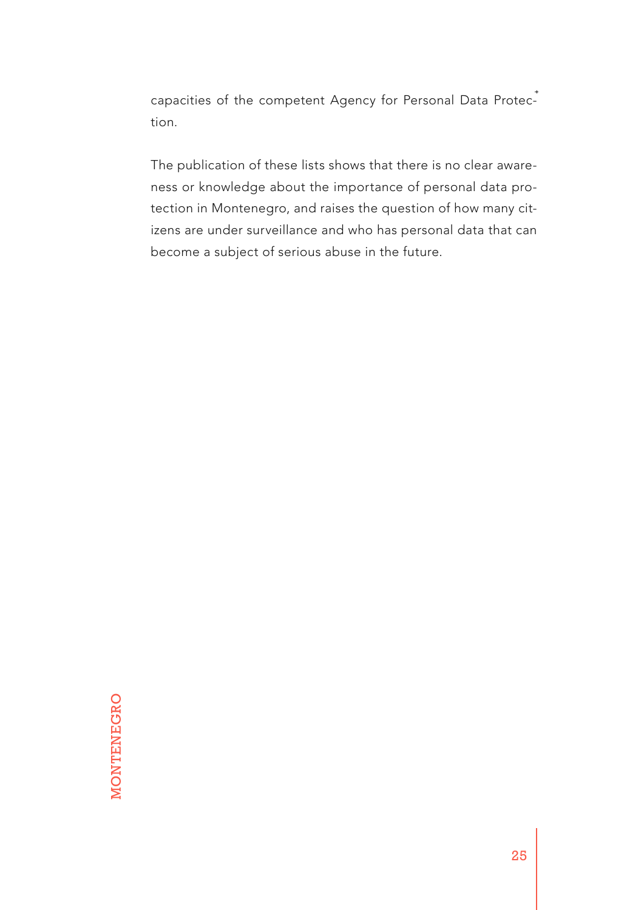capacities of the competent Agency for Personal Data Protection.

The publication of these lists shows that there is no clear awareness or knowledge about the importance of personal data protection in Montenegro, and raises the question of how many citizens are under surveillance and who has personal data that can become a subject of serious abuse in the future.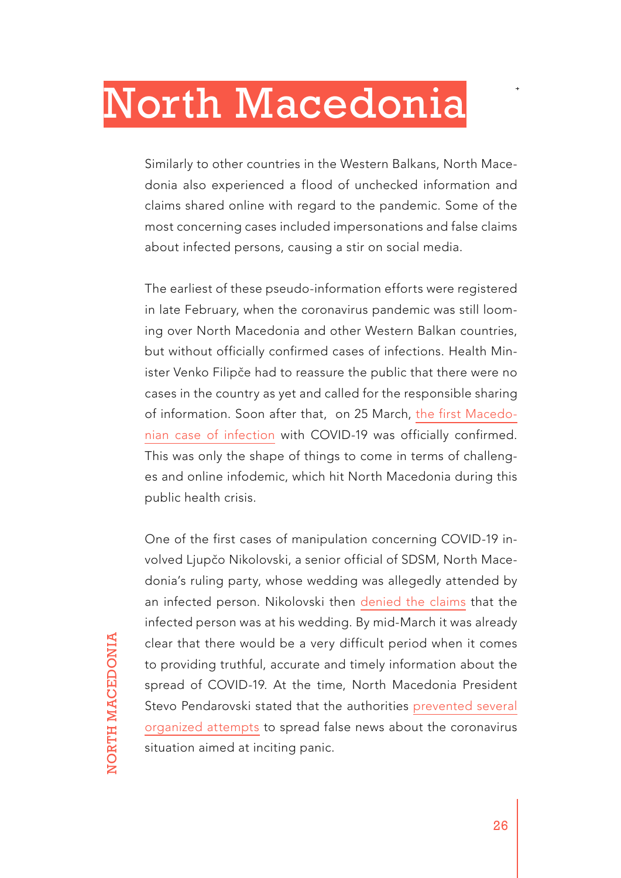# North Macedonia

Similarly to other countries in the Western Balkans, North Macedonia also experienced a flood of unchecked information and claims shared online with regard to the pandemic. Some of the most concerning cases included impersonations and false claims about infected persons, causing a stir on social media.

The earliest of these pseudo-information efforts were registered in late February, when the coronavirus pandemic was still looming over North Macedonia and other Western Balkan countries, but without officially confirmed cases of infections. Health Minister Venko Filipče had to reassure the public that there were no cases in the country as yet and called for the responsible sharing of information. Soon after that, on 25 March, the first Macedonian case of infection with COVID-19 was officially confirmed. This was only the shape of things to come in terms of challenges and online infodemic, which hit North Macedonia during this public health crisis.

One of the first cases of manipulation concerning COVID-19 involved Ljupčo Nikolovski, a senior official of SDSM, North Macedonia's ruling party, whose wedding was allegedly attended by an infected person. Nikolovski then denied the claims that the infected person was at his wedding. By mid-March it was already clear that there would be a very difficult period when it comes to providing truthful, accurate and timely information about the spread of COVID-19. At the time, North Macedonia President Stevo Pendarovski stated that the authorities prevented several organized attempts to spread false news about the coronavirus situation aimed at inciting panic.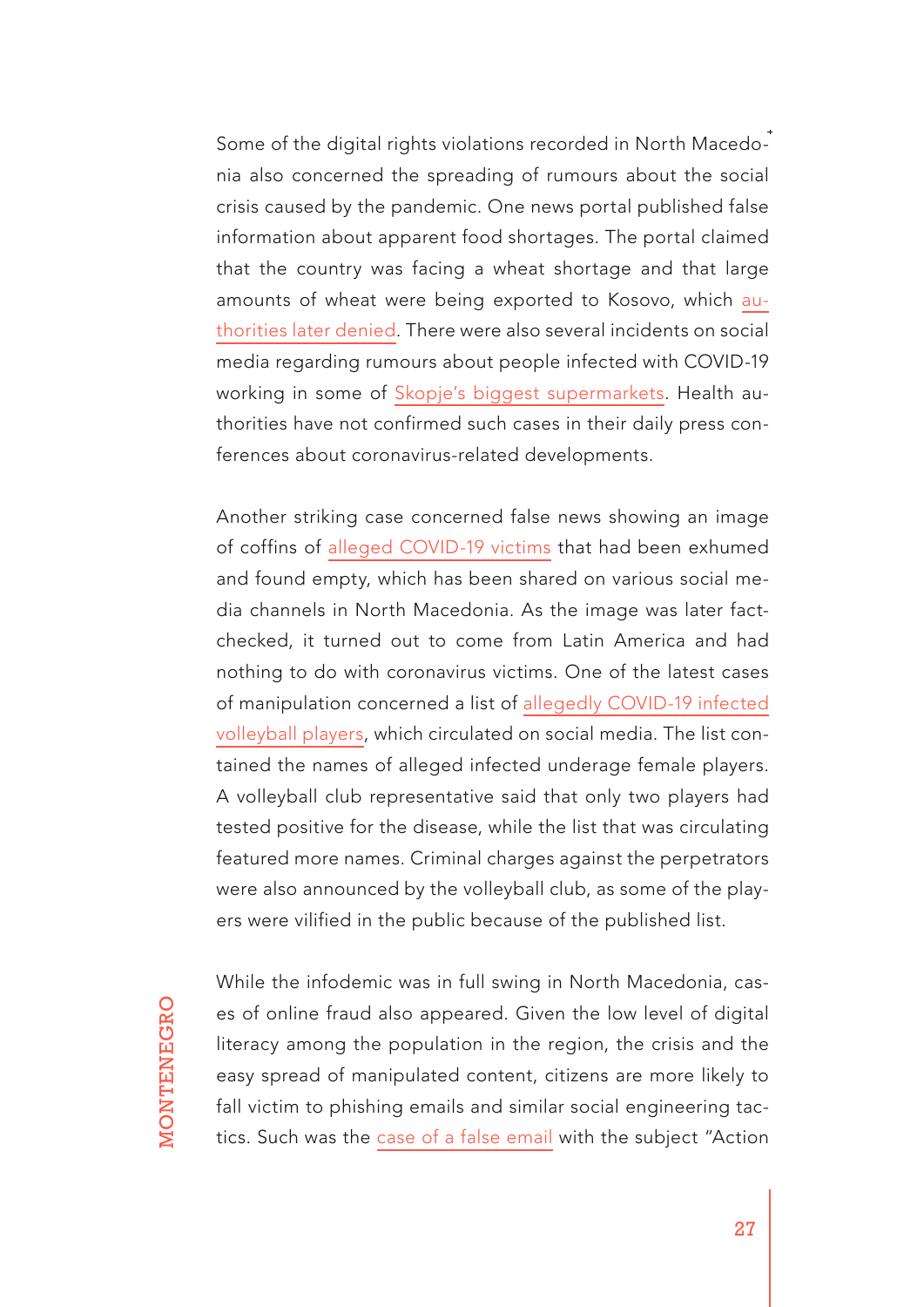Some of the digital rights violations recorded in North Macedonia also concerned the spreading of rumours about the social crisis caused by the pandemic. One news portal published false information about apparent food shortages. The portal claimed that the country was facing a wheat shortage and that large amounts of wheat were being exported to Kosovo, which authorities later denied. There were also several incidents on social media regarding rumours about people infected with COVID-19 working in some of Skopje's biggest supermarkets. Health authorities have not confirmed such cases in their daily press conferences about coronavirus-related developments.

Another striking case concerned false news showing an image of coffins of alleged COVID-19 victims that had been exhumed and found empty, which has been shared on various social media channels in North Macedonia. As the image was later fact-checked, it turned out to come from Latin America and had nothing to do with coronavirus victims. One of the latest cases of manipulation concerned a list of allegedly COVID-19 infected volleyball players, which circulated on social media. The list contained the names of alleged infected underage female players. A volleyball club representative said that only two players had tested positive for the disease, while the list that was circulating featured more names. Criminal charges against the perpetrators were also announced by the volleyball club, as some of the players were vilified in the public because of the published list.

While the infodemic was in full swing in North Macedonia, cases of online fraud also appeared. Given the low level of digital literacy among the population in the region, the crisis and the easy spread of manipulated content, citizens are more likely to fall victim to phishing emails and similar social engineering tactics. Such was the case of a false email with the subject "Action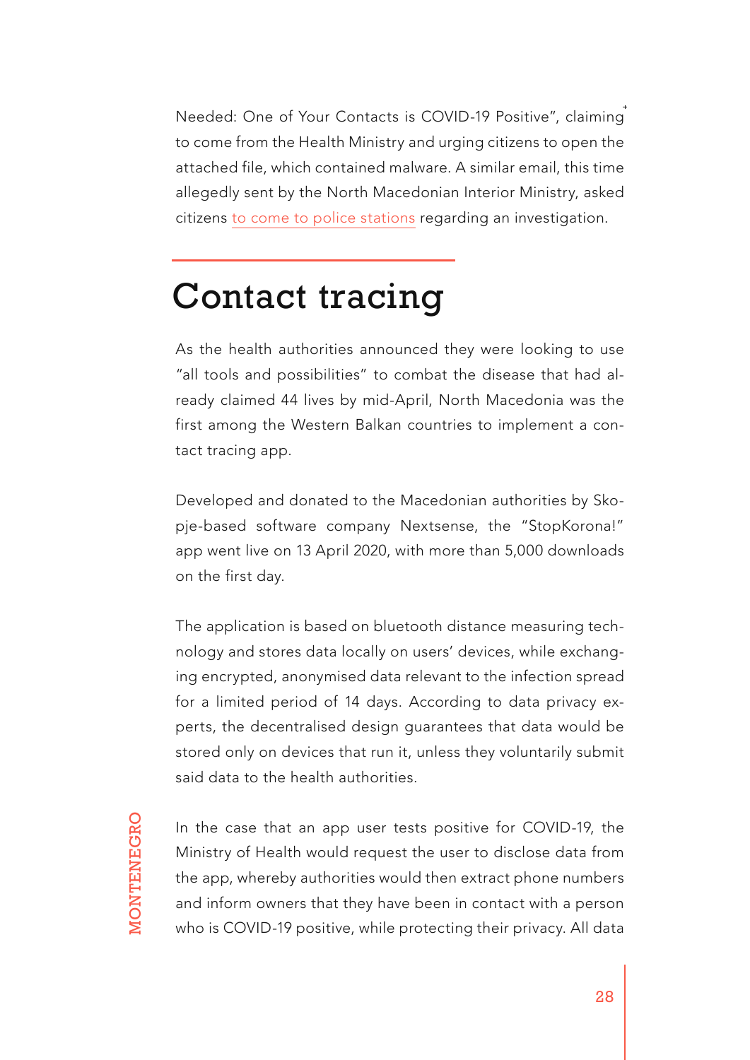Needed: One of Your Contacts is COVID-19 Positive", claiming to come from the Health Ministry and urging citizens to open the attached file, which contained malware. A similar email, this time allegedly sent by the North Macedonian Interior Ministry, asked citizens to come to police stations regarding an investigation.

## Contact tracing

As the health authorities announced they were looking to use "all tools and possibilities" to combat the disease that had already claimed 44 lives by mid-April, North Macedonia was the first among the Western Balkan countries to implement a contact tracing app.

Developed and donated to the Macedonian authorities by Skopje-based software company Nextsense, the "StopKorona!" app went live on 13 April 2020, with more than 5,000 downloads on the first day.

The application is based on bluetooth distance measuring technology and stores data locally on users' devices, while exchanging encrypted, anonymised data relevant to the infection spread for a limited period of 14 days. According to data privacy experts, the decentralised design guarantees that data would be stored only on devices that run it, unless they voluntarily submit said data to the health authorities.

In the case that an app user tests positive for COVID-19, the Ministry of Health would request the user to disclose data from the app, whereby authorities would then extract phone numbers and inform owners that they have been in contact with a person who is COVID-19 positive, while protecting their privacy. All data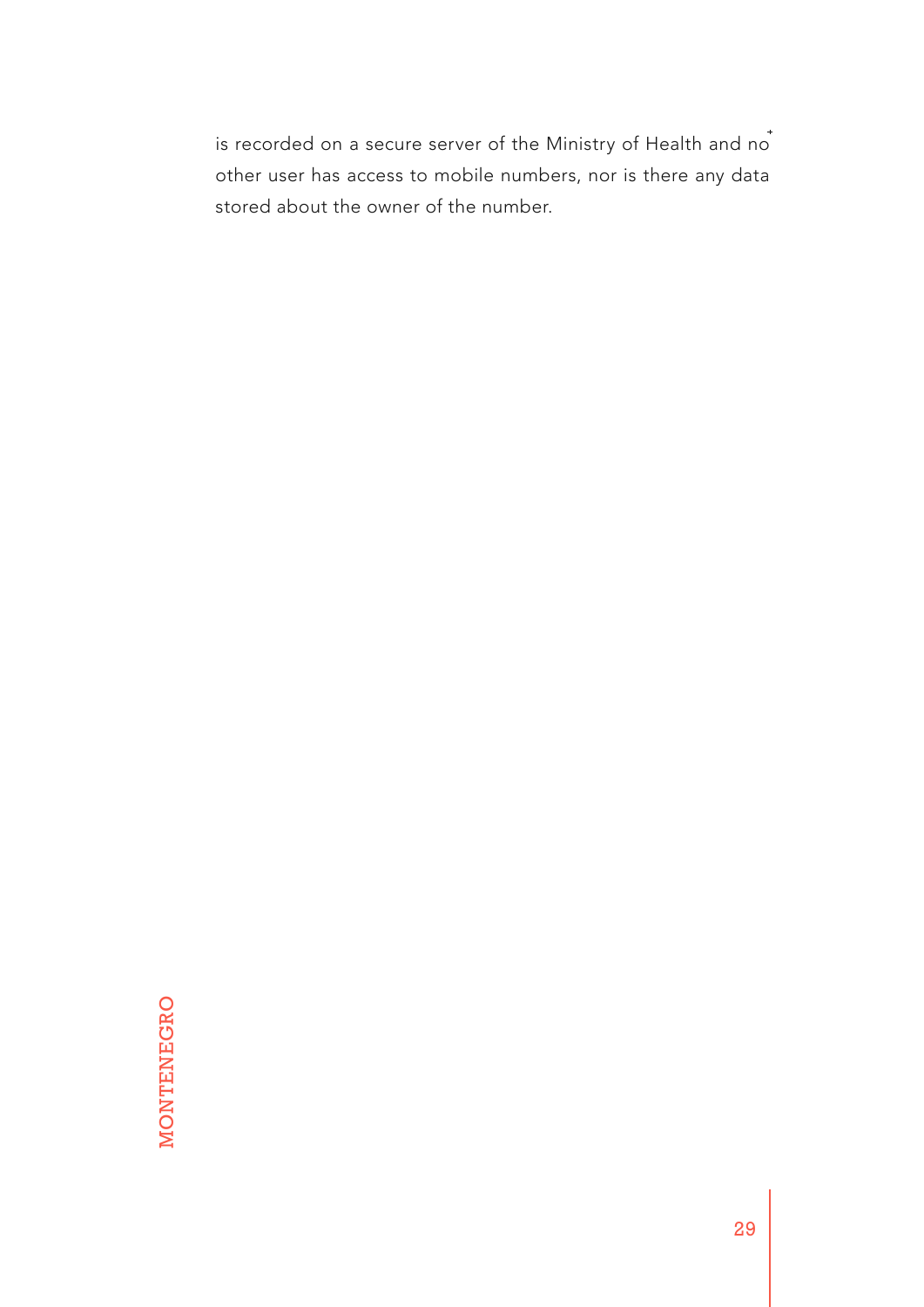is recorded on a secure server of the Ministry of Health and no other user has access to mobile numbers, nor is there any data stored about the owner of the number.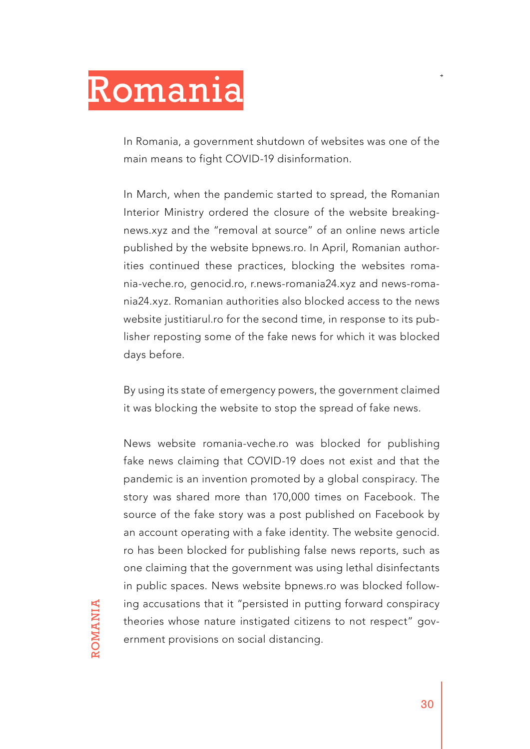# Romania

In Romania, a government shutdown of websites was one of the main means to fight COVID-19 disinformation.

In March, when the pandemic started to spread, the Romanian Interior Ministry ordered the closure of the website breakingnews.xyz and the "removal at source" of an online news article published by the website bpnews.ro. In April, Romanian authorities continued these practices, blocking the websites romania-veche.ro, genocid.ro, r.news-romania24.xyz and news-romania24.xyz. Romanian authorities also blocked access to the news website justitiarul.ro for the second time, in response to its publisher reposting some of the fake news for which it was blocked days before.

By using its state of emergency powers, the government claimed it was blocking the website to stop the spread of fake news.

News website romania-veche.ro was blocked for publishing fake news claiming that COVID-19 does not exist and that the pandemic is an invention promoted by a global conspiracy. The story was shared more than 170,000 times on Facebook. The source of the fake story was a post published on Facebook by an account operating with a fake identity. The website genocid.ro has been blocked for publishing false news reports, such as one claiming that the government was using lethal disinfectants in public spaces. News website bpnews.ro was blocked following accusations that it "persisted in putting forward conspiracy theories whose nature instigated citizens to not respect" government provisions on social distancing.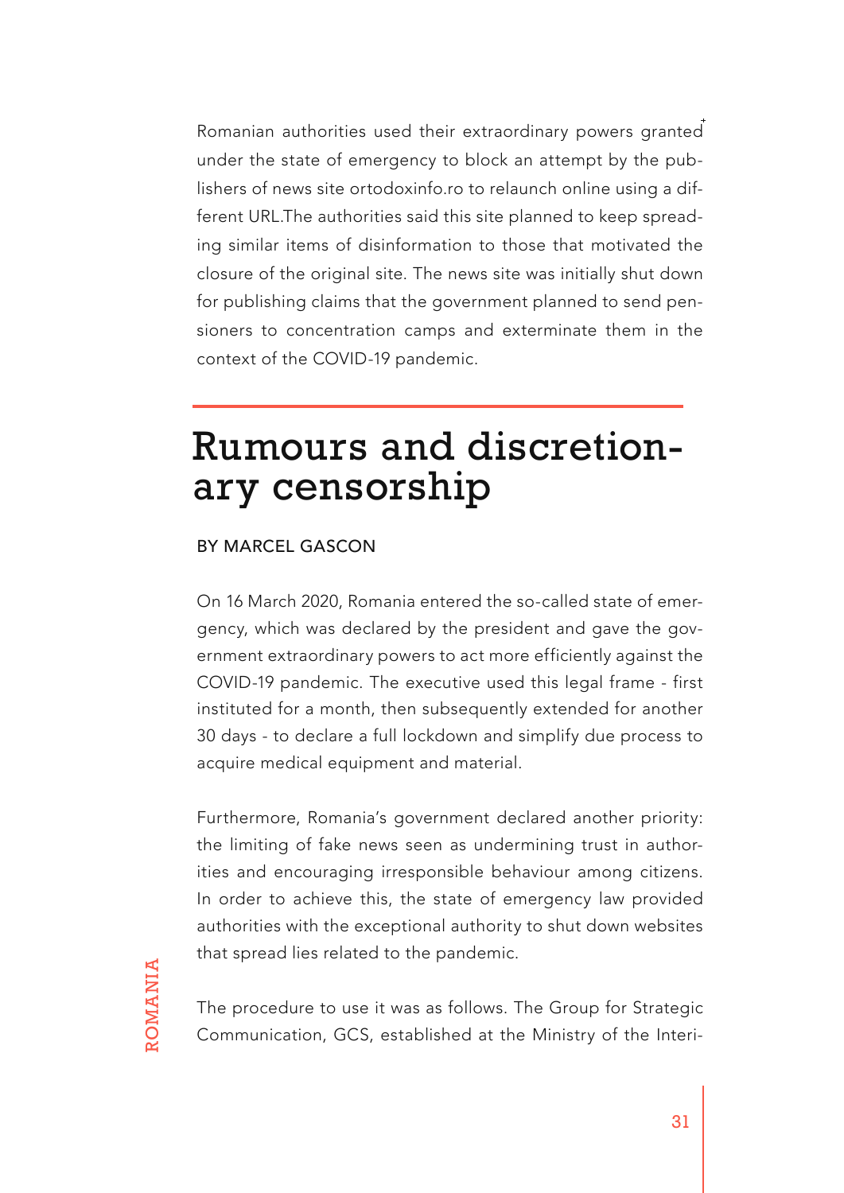Romanian authorities used their extraordinary powers granted under the state of emergency to block an attempt by the publishers of news site ortodoxinfo.ro to relaunch online using a different URL.The authorities said this site planned to keep spreading similar items of disinformation to those that motivated the closure of the original site. The news site was initially shut down for publishing claims that the government planned to send pensioners to concentration camps and exterminate them in the context of the COVID-19 pandemic.

# Rumours and discretionary censorship

BY MARCEL GASCON

On 16 March 2020, Romania entered the so-called state of emergency, which was declared by the president and gave the government extraordinary powers to act more efficiently against the COVID-19 pandemic. The executive used this legal frame - first instituted for a month, then subsequently extended for another 30 days - to declare a full lockdown and simplify due process to acquire medical equipment and material.

Furthermore, Romania's government declared another priority: the limiting of fake news seen as undermining trust in authorities and encouraging irresponsible behaviour among citizens. In order to achieve this, the state of emergency law provided authorities with the exceptional authority to shut down websites that spread lies related to the pandemic.

The procedure to use it was as follows. The Group for Strategic Communication, GCS, established at the Ministry of the Interi-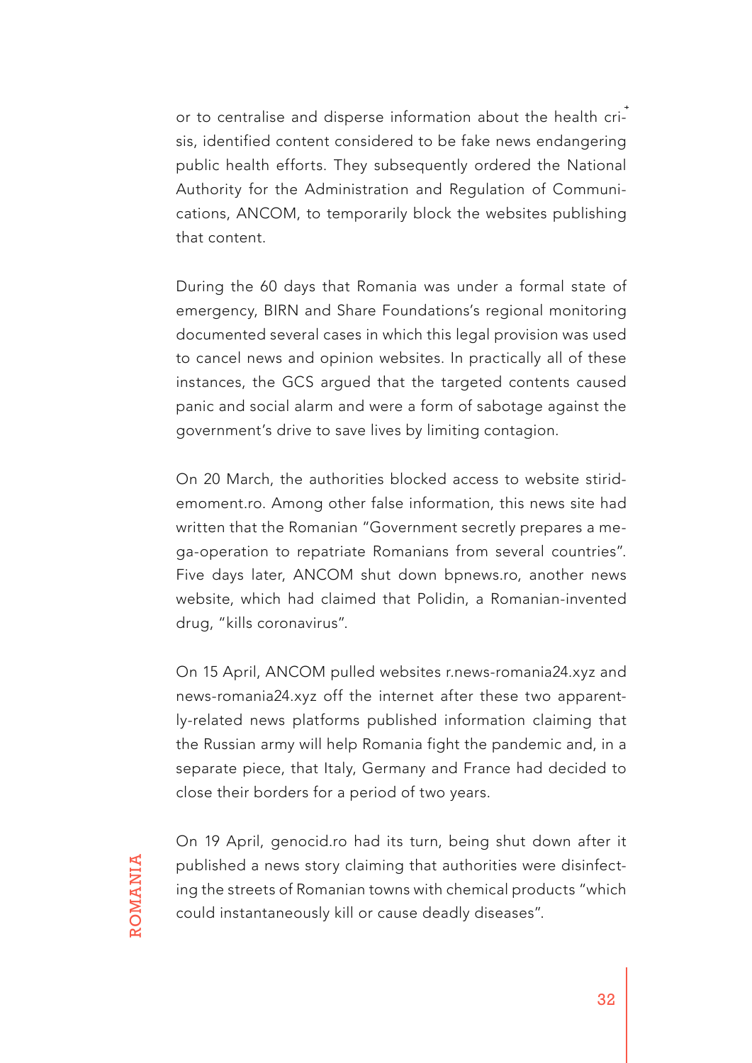or to centralise and disperse information about the health crisis, identified content considered to be fake news endangering public health efforts. They subsequently ordered the National Authority for the Administration and Regulation of Communications, ANCOM, to temporarily block the websites publishing that content.

During the 60 days that Romania was under a formal state of emergency, BIRN and Share Foundations's regional monitoring documented several cases in which this legal provision was used to cancel news and opinion websites. In practically all of these instances, the GCS argued that the targeted contents caused panic and social alarm and were a form of sabotage against the government's drive to save lives by limiting contagion.

On 20 March, the authorities blocked access to website stiridemoment.ro. Among other false information, this news site had written that the Romanian "Government secretly prepares a mega-operation to repatriate Romanians from several countries". Five days later, ANCOM shut down bpnews.ro, another news website, which had claimed that Polidin, a Romanian-invented drug, "kills coronavirus".

On 15 April, ANCOM pulled websites r.news-romania24.xyz and news-romania24.xyz off the internet after these two apparently-related news platforms published information claiming that the Russian army will help Romania fight the pandemic and, in a separate piece, that Italy, Germany and France had decided to close their borders for a period of two years.

On 19 April, genocid.ro had its turn, being shut down after it published a news story claiming that authorities were disinfecting the streets of Romanian towns with chemical products "which could instantaneously kill or cause deadly diseases".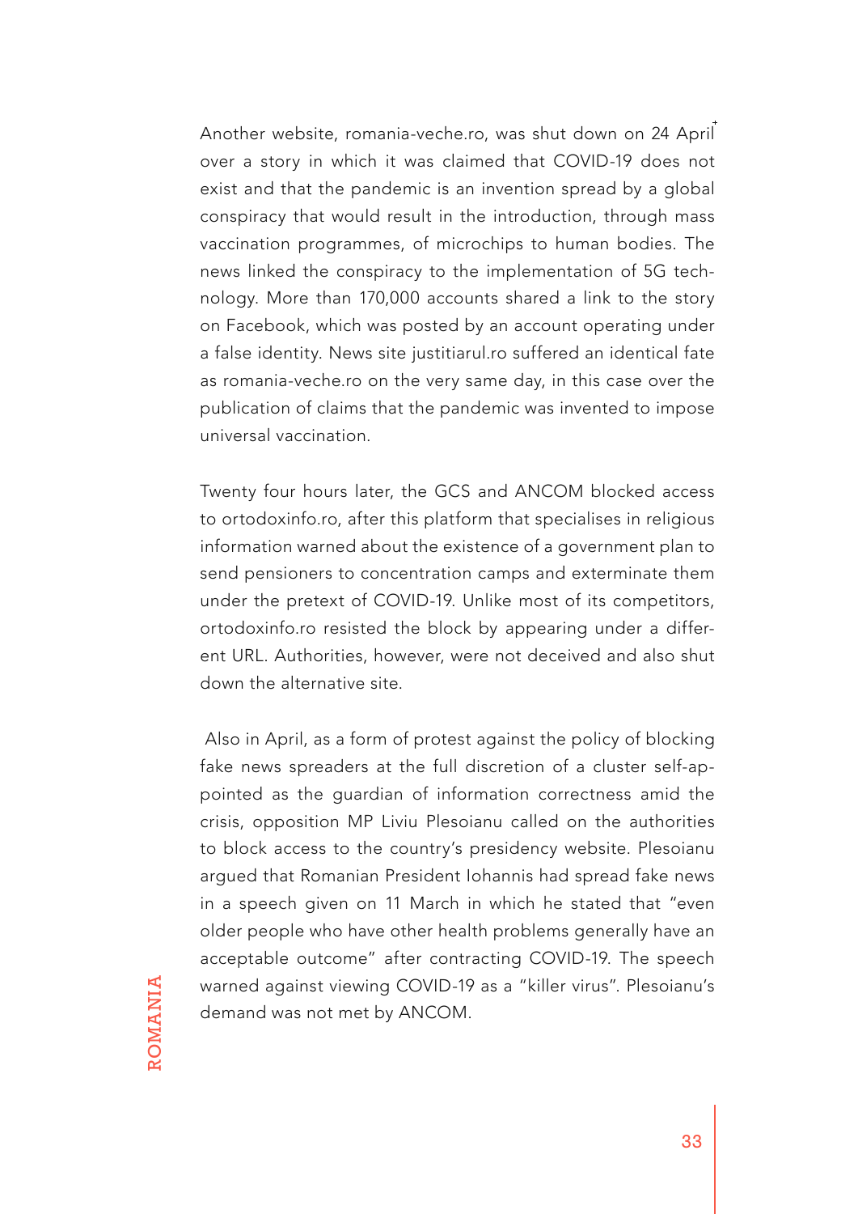Another website, romania-veche.ro, was shut down on 24 April over a story in which it was claimed that COVID-19 does not exist and that the pandemic is an invention spread by a global conspiracy that would result in the introduction, through mass vaccination programmes, of microchips to human bodies. The news linked the conspiracy to the implementation of 5G technology. More than 170,000 accounts shared a link to the story on Facebook, which was posted by an account operating under a false identity. News site justitiarul.ro suffered an identical fate as romania-veche.ro on the very same day, in this case over the publication of claims that the pandemic was invented to impose universal vaccination.

Twenty four hours later, the GCS and ANCOM blocked access to ortodoxinfo.ro, after this platform that specialises in religious information warned about the existence of a government plan to send pensioners to concentration camps and exterminate them under the pretext of COVID-19. Unlike most of its competitors, ortodoxinfo.ro resisted the block by appearing under a different URL. Authorities, however, were not deceived and also shut down the alternative site.

Also in April, as a form of protest against the policy of blocking fake news spreaders at the full discretion of a cluster self-appointed as the guardian of information correctness amid the crisis, opposition MP Liviu Plesoianu called on the authorities to block access to the country's presidency website. Plesoianu argued that Romanian President Iohannis had spread fake news in a speech given on 11 March in which he stated that "even older people who have other health problems generally have an acceptable outcome" after contracting COVID-19. The speech warned against viewing COVID-19 as a "killer virus". Plesoianu's demand was not met by ANCOM.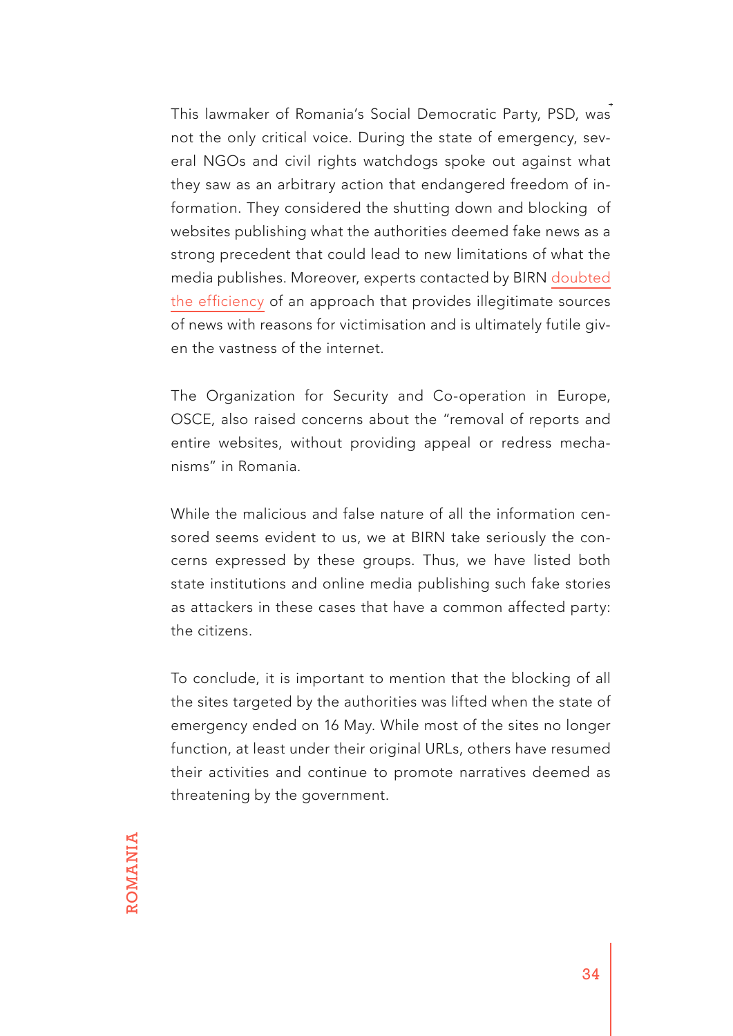This lawmaker of Romania's Social Democratic Party, PSD, was not the only critical voice. During the state of emergency, several NGOs and civil rights watchdogs spoke out against what they saw as an arbitrary action that endangered freedom of information. They considered the shutting down and blocking of websites publishing what the authorities deemed fake news as a strong precedent that could lead to new limitations of what the media publishes. Moreover, experts contacted by BIRN doubted the efficiency of an approach that provides illegitimate sources of news with reasons for victimisation and is ultimately futile given the vastness of the internet.

The Organization for Security and Co-operation in Europe, OSCE, also raised concerns about the "removal of reports and entire websites, without providing appeal or redress mechanisms" in Romania.

While the malicious and false nature of all the information censored seems evident to us, we at BIRN take seriously the concerns expressed by these groups. Thus, we have listed both state institutions and online media publishing such fake stories as attackers in these cases that have a common affected party: the citizens.

To conclude, it is important to mention that the blocking of all the sites targeted by the authorities was lifted when the state of emergency ended on 16 May. While most of the sites no longer function, at least under their original URLs, others have resumed their activities and continue to promote narratives deemed as threatening by the government.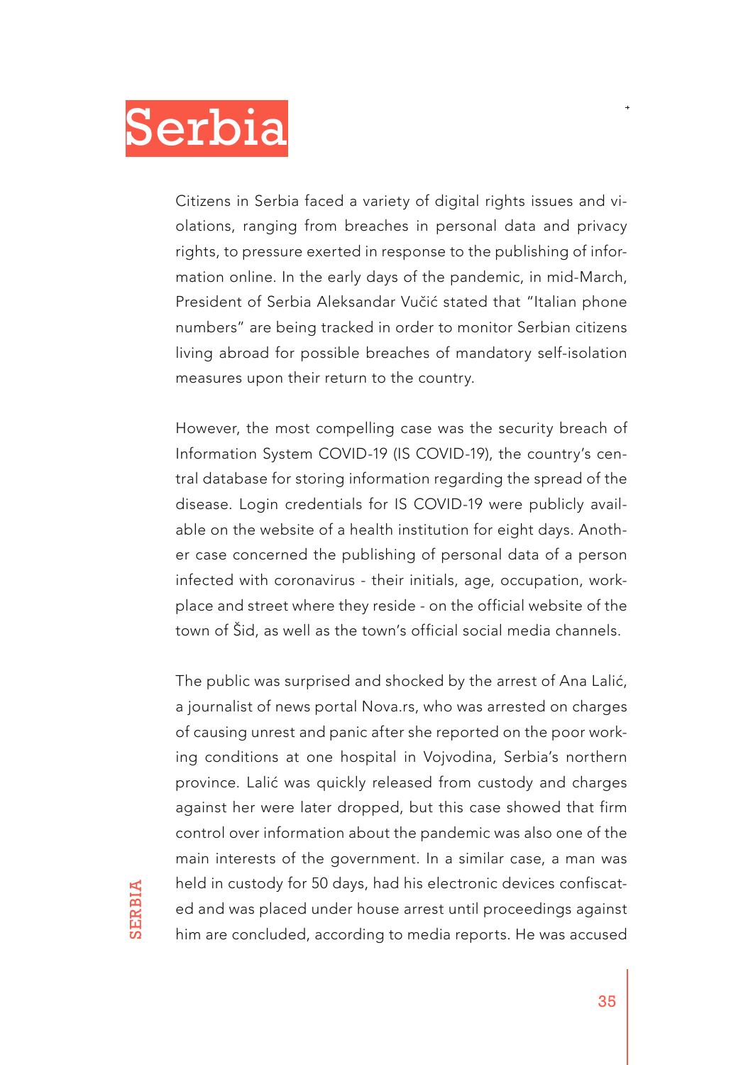# Serbia

Citizens in Serbia faced a variety of digital rights issues and violations, ranging from breaches in personal data and privacy rights, to pressure exerted in response to the publishing of information online. In the early days of the pandemic, in mid-March, President of Serbia Aleksandar Vučić stated that "Italian phone numbers" are being tracked in order to monitor Serbian citizens living abroad for possible breaches of mandatory self-isolation measures upon their return to the country.

However, the most compelling case was the security breach of Information System COVID-19 (IS COVID-19), the country's central database for storing information regarding the spread of the disease. Login credentials for IS COVID-19 were publicly available on the website of a health institution for eight days. Another case concerned the publishing of personal data of a person infected with coronavirus - their initials, age, occupation, workplace and street where they reside - on the official website of the town of Šid, as well as the town's official social media channels.

The public was surprised and shocked by the arrest of Ana Lalić, a journalist of news portal Nova.rs, who was arrested on charges of causing unrest and panic after she reported on the poor working conditions at one hospital in Vojvodina, Serbia's northern province. Lalić was quickly released from custody and charges against her were later dropped, but this case showed that firm control over information about the pandemic was also one of the main interests of the government. In a similar case, a man was held in custody for 50 days, had his electronic devices confiscated and was placed under house arrest until proceedings against him are concluded, according to media reports. He was accused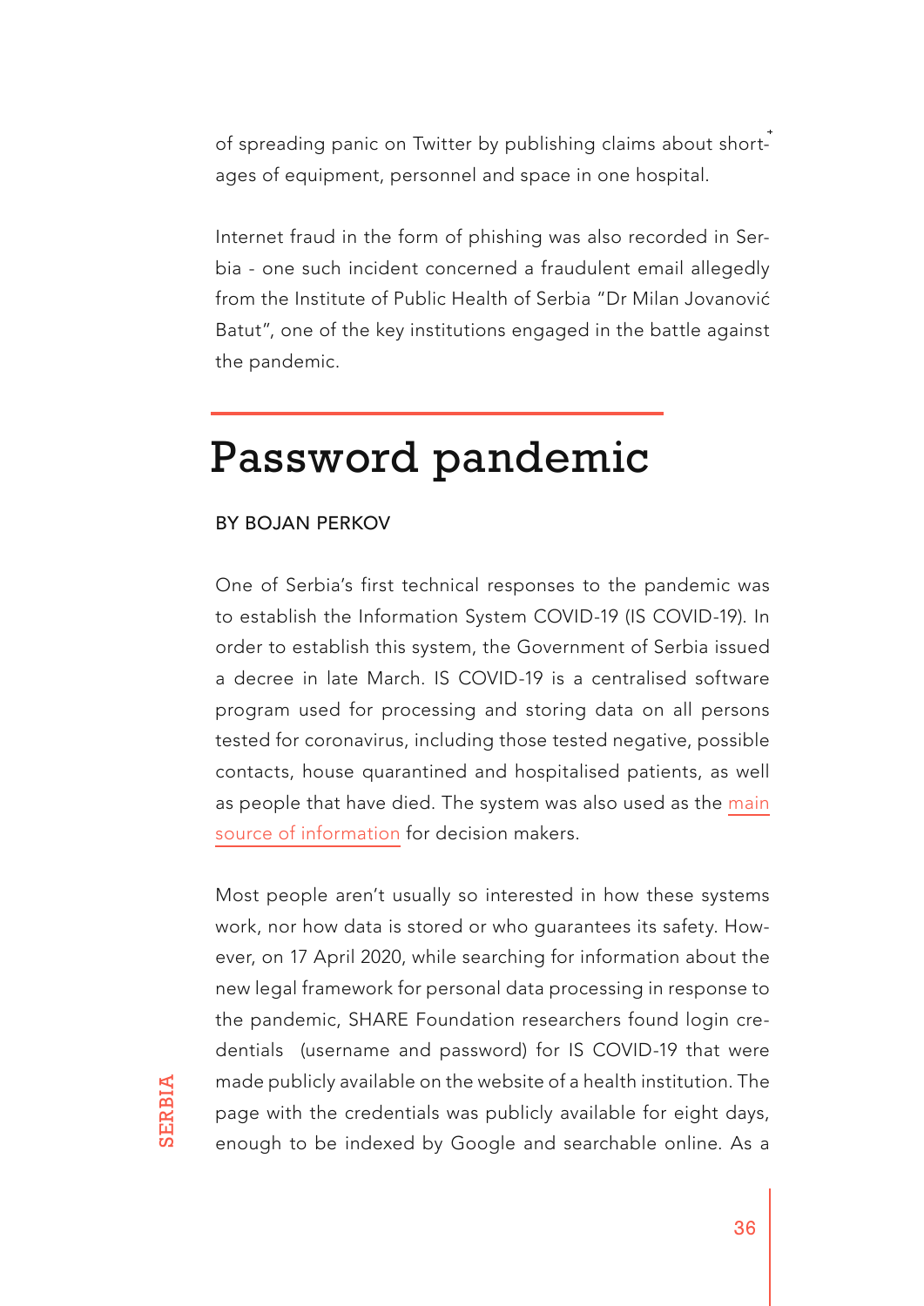of spreading panic on Twitter by publishing claims about shortages of equipment, personnel and space in one hospital.

Internet fraud in the form of phishing was also recorded in Serbia - one such incident concerned a fraudulent email allegedly from the Institute of Public Health of Serbia "Dr Milan Jovanović Batut", one of the key institutions engaged in the battle against the pandemic.

# Password pandemic

BY BOJAN PERKOV

One of Serbia's first technical responses to the pandemic was to establish the Information System COVID-19 (IS COVID-19). In order to establish this system, the Government of Serbia issued a decree in late March. IS COVID-19 is a centralised software program used for processing and storing data on all persons tested for coronavirus, including those tested negative, possible contacts, house quarantined and hospitalised patients, as well as people that have died. The system was also used as the main source of information for decision makers.

Most people aren't usually so interested in how these systems work, nor how data is stored or who guarantees its safety. However, on 17 April 2020, while searching for information about the new legal framework for personal data processing in response to the pandemic, SHARE Foundation researchers found login credentials (username and password) for IS COVID-19 that were made publicly available on the website of a health institution. The page with the credentials was publicly available for eight days, enough to be indexed by Google and searchable online. As a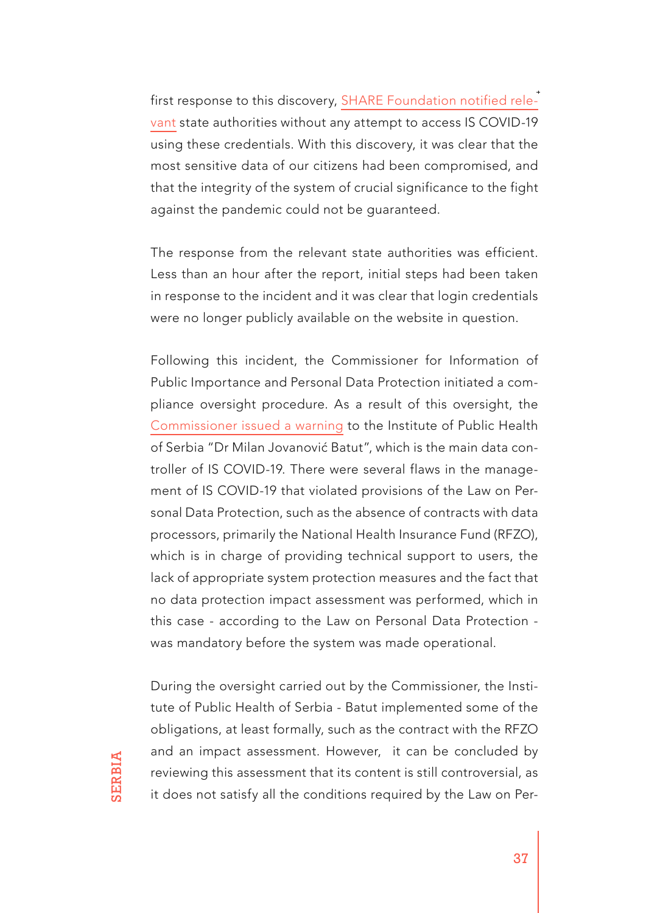first response to this discovery, SHARE Foundation notified relevant state authorities without any attempt to access IS COVID-19 using these credentials. With this discovery, it was clear that the most sensitive data of our citizens had been compromised, and that the integrity of the system of crucial significance to the fight against the pandemic could not be guaranteed.

The response from the relevant state authorities was efficient. Less than an hour after the report, initial steps had been taken in response to the incident and it was clear that login credentials were no longer publicly available on the website in question.

Following this incident, the Commissioner for Information of Public Importance and Personal Data Protection initiated a compliance oversight procedure. As a result of this oversight, the Commissioner issued a warning to the Institute of Public Health of Serbia "Dr Milan Jovanović Batut", which is the main data controller of IS COVID-19. There were several flaws in the management of IS COVID-19 that violated provisions of the Law on Personal Data Protection, such as the absence of contracts with data processors, primarily the National Health Insurance Fund (RFZO), which is in charge of providing technical support to users, the lack of appropriate system protection measures and the fact that no data protection impact assessment was performed, which in this case - according to the Law on Personal Data Protection - was mandatory before the system was made operational.

During the oversight carried out by the Commissioner, the Institute of Public Health of Serbia - Batut implemented some of the obligations, at least formally, such as the contract with the RFZO and an impact assessment. However, it can be concluded by reviewing this assessment that its content is still controversial, as it does not satisfy all the conditions required by the Law on Per-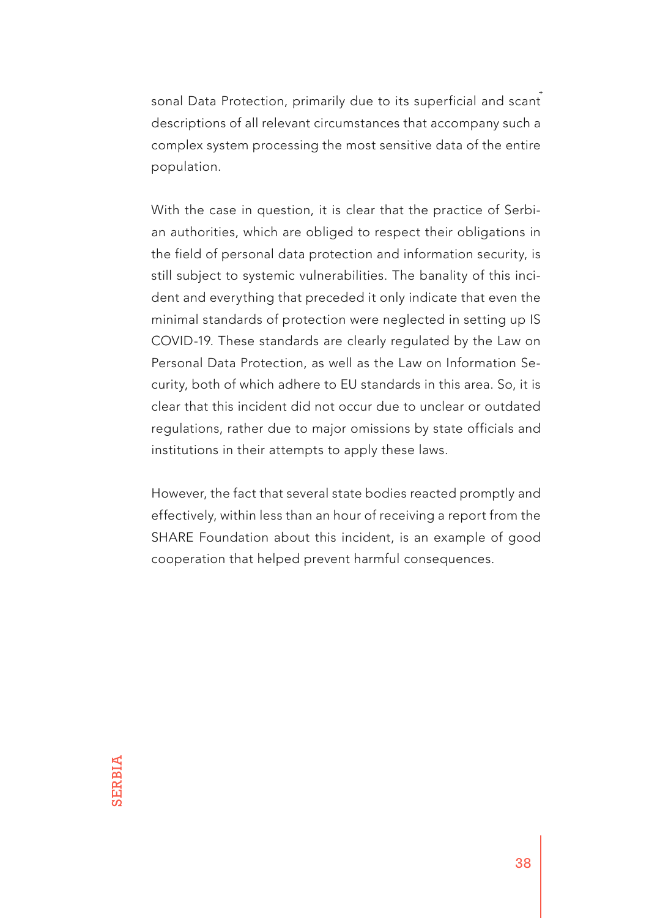sonal Data Protection, primarily due to its superficial and scant descriptions of all relevant circumstances that accompany such a complex system processing the most sensitive data of the entire population.

With the case in question, it is clear that the practice of Serbian authorities, which are obliged to respect their obligations in the field of personal data protection and information security, is still subject to systemic vulnerabilities. The banality of this incident and everything that preceded it only indicate that even the minimal standards of protection were neglected in setting up IS COVID-19. These standards are clearly regulated by the Law on Personal Data Protection, as well as the Law on Information Security, both of which adhere to EU standards in this area. So, it is clear that this incident did not occur due to unclear or outdated regulations, rather due to major omissions by state officials and institutions in their attempts to apply these laws.

However, the fact that several state bodies reacted promptly and effectively, within less than an hour of receiving a report from the SHARE Foundation about this incident, is an example of good cooperation that helped prevent harmful consequences.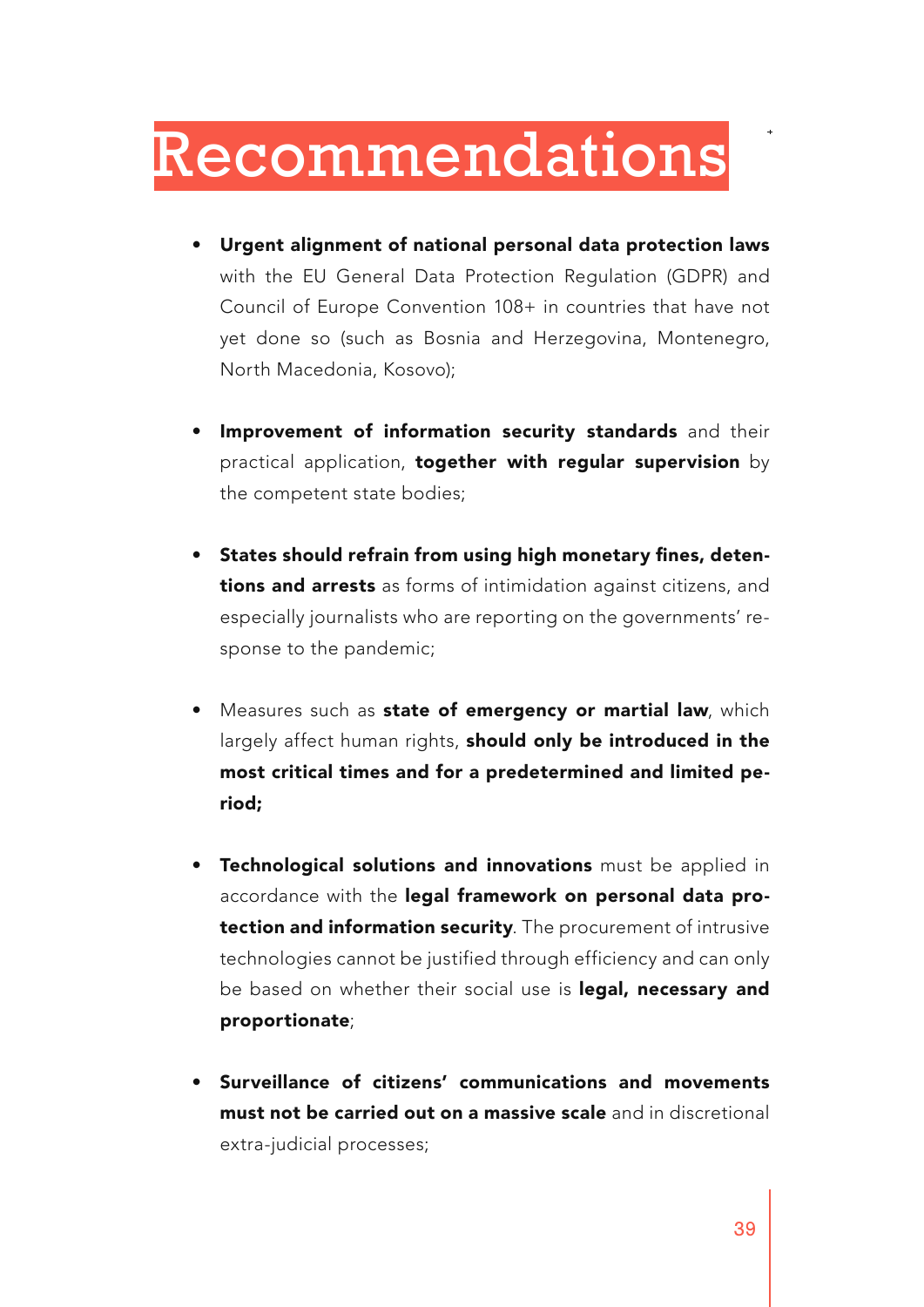# Recommendations

- **Urgent alignment of national personal data protection laws** with the EU General Data Protection Regulation (GDPR) and Council of Europe Convention 108+ in countries that have not yet done so (such as Bosnia and Herzegovina, Montenegro, North Macedonia, Kosovo);

- **Improvement of information security standards** and their practical application, **together with regular supervision** by the competent state bodies;

- **States should refrain from using high monetary fines, detentions and arrests** as forms of intimidation against citizens, and especially journalists who are reporting on the governments' response to the pandemic;

- Measures such as **state of emergency or martial law**, which largely affect human rights, **should only be introduced in the most critical times and for a predetermined and limited period;**

- **Technological solutions and innovations** must be applied in accordance with the **legal framework on personal data protection and information security**. The procurement of intrusive technologies cannot be justified through efficiency and can only be based on whether their social use is **legal, necessary and proportionate**;

- **Surveillance of citizens' communications and movements must not be carried out on a massive scale** and in discretional extra-judicial processes;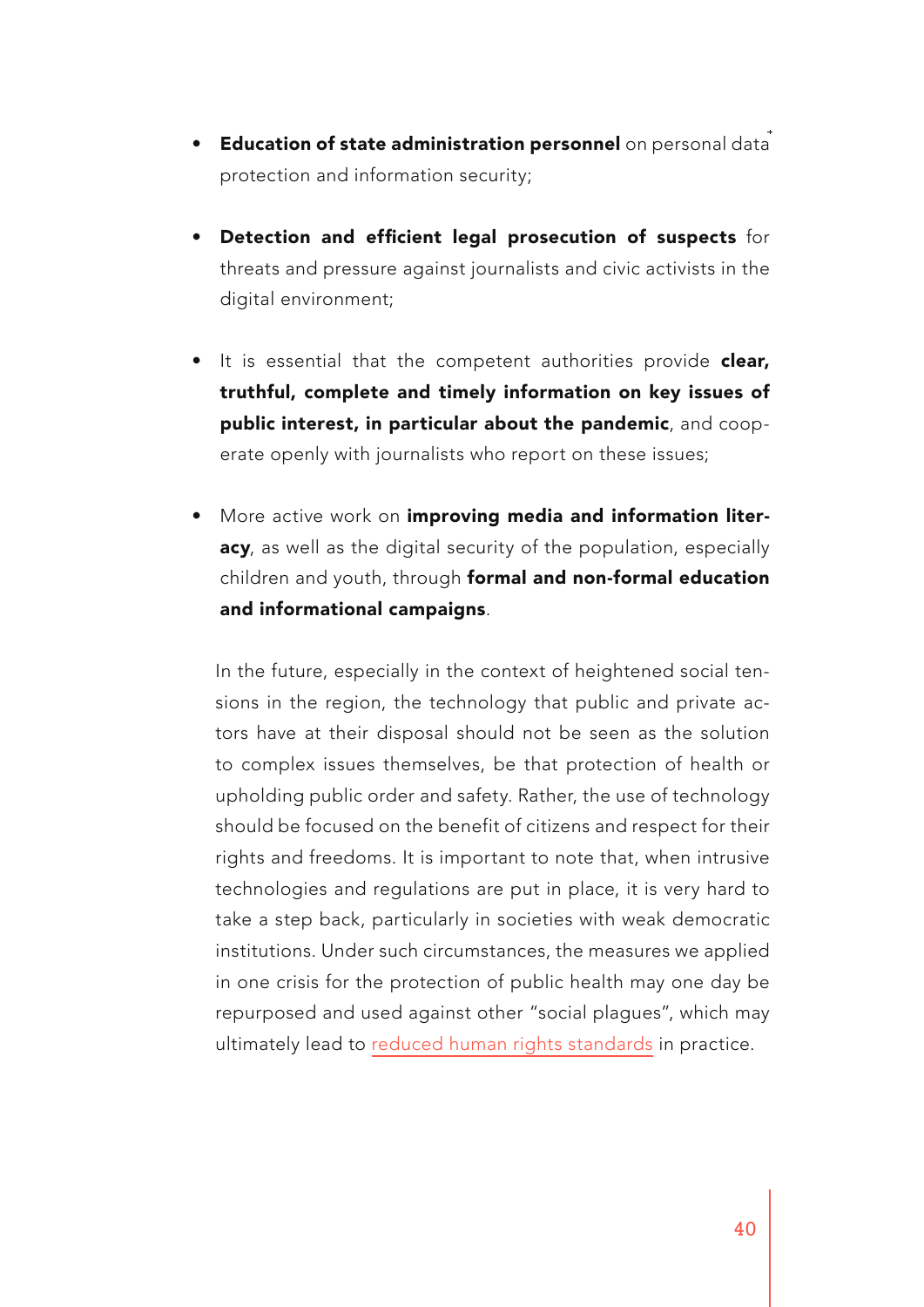- **Education of state administration personnel** on personal data protection and information security;

- **Detection and efficient legal prosecution of suspects** for threats and pressure against journalists and civic activists in the digital environment;

- It is essential that the competent authorities provide **clear, truthful, complete and timely information on key issues of public interest, in particular about the pandemic**, and cooperate openly with journalists who report on these issues;

- More active work on **improving media and information literacy**, as well as the digital security of the population, especially children and youth, through **formal and non-formal education and informational campaigns**.

In the future, especially in the context of heightened social tensions in the region, the technology that public and private actors have at their disposal should not be seen as the solution to complex issues themselves, be that protection of health or upholding public order and safety. Rather, the use of technology should be focused on the benefit of citizens and respect for their rights and freedoms. It is important to note that, when intrusive technologies and regulations are put in place, it is very hard to take a step back, particularly in societies with weak democratic institutions. Under such circumstances, the measures we applied in one crisis for the protection of public health may one day be repurposed and used against other "social plagues", which may ultimately lead to reduced human rights standards in practice.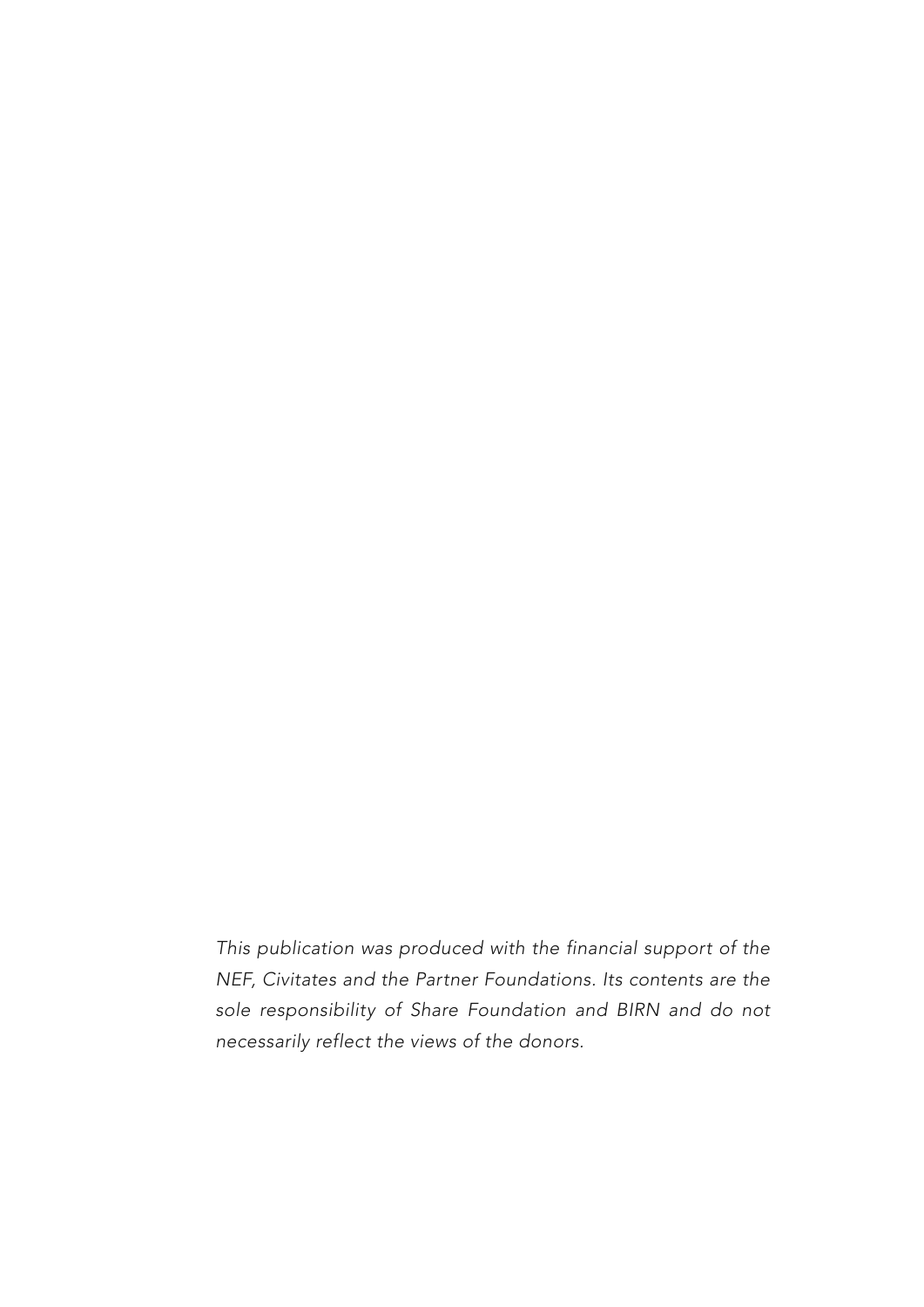*This publication was produced with the financial support of the NEF, Civitates and the Partner Foundations. Its contents are the sole responsibility of Share Foundation and BIRN and do not necessarily reflect the views of the donors.*